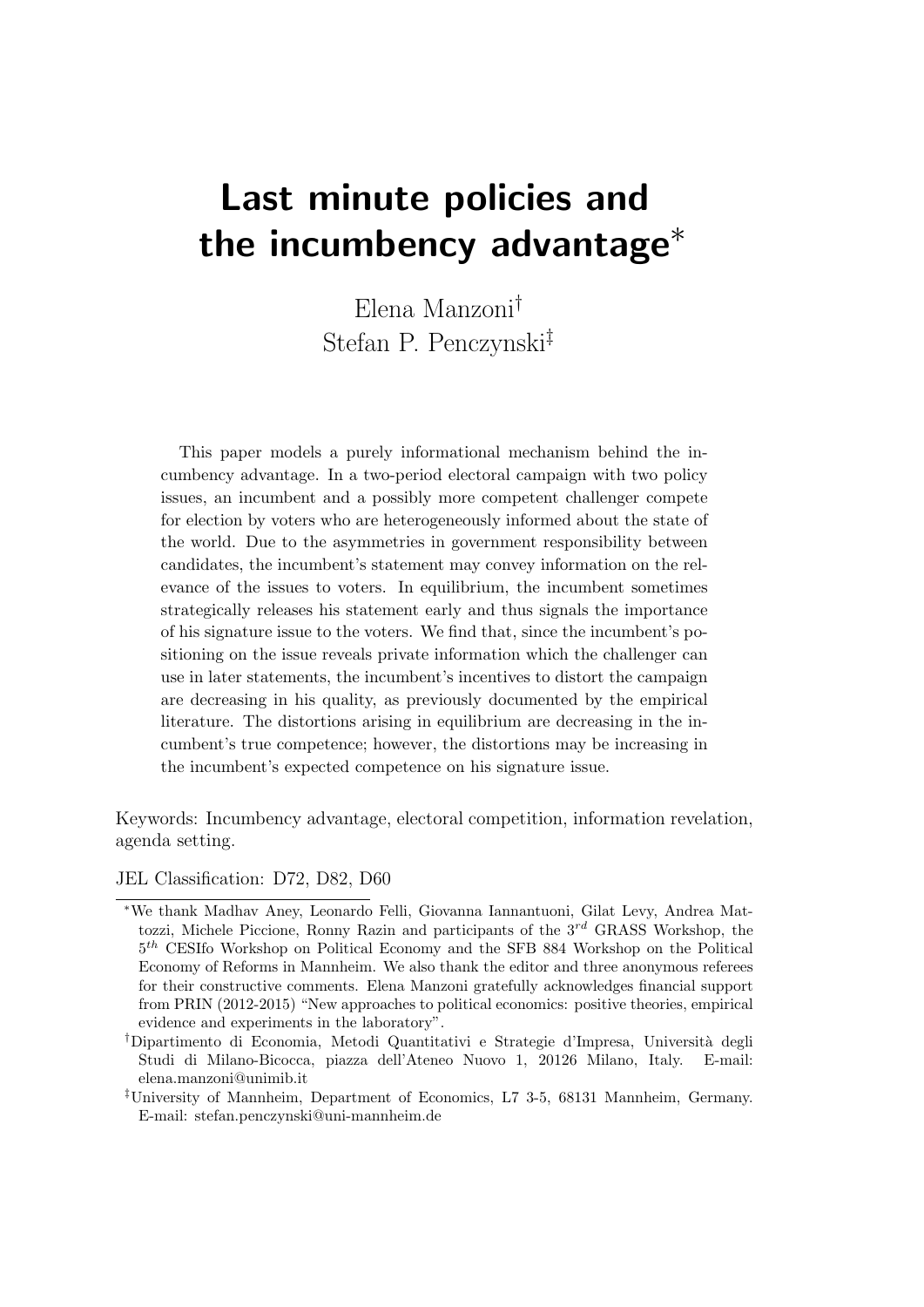# Last minute policies and the incumbency advantage*

Elena Manzoni[†]
Stefan P. Penczynski[‡]

This paper models a purely informational mechanism behind the incumbency advantage. In a two-period electoral campaign with two policy issues, an incumbent and a possibly more competent challenger compete for election by voters who are heterogeneously informed about the state of the world. Due to the asymmetries in government responsibility between candidates, the incumbent's statement may convey information on the relevance of the issues to voters. In equilibrium, the incumbent sometimes strategically releases his statement early and thus signals the importance of his signature issue to the voters. We find that, since the incumbent's positioning on the issue reveals private information which the challenger can use in later statements, the incumbent's incentives to distort the campaign are decreasing in his quality, as previously documented by the empirical literature. The distortions arising in equilibrium are decreasing in the incumbent's true competence; however, the distortions may be increasing in the incumbent's expected competence on his signature issue.

Keywords: Incumbency advantage, electoral competition, information revelation, agenda setting.

JEL Classification: D72, D82, D60

---

*We thank Madhav Aney, Leonardo Felli, Giovanna Iannantuoni, Gilat Levy, Andrea Mattozzi, Michele Piccione, Ronny Razin and participants of the $3^{rd}$ GRASS Workshop, the $5^{th}$ CESIfo Workshop on Political Economy and the SFB 884 Workshop on the Political Economy of Reforms in Mannheim. We also thank the editor and three anonymous referees for their constructive comments. Elena Manzoni gratefully acknowledges financial support from PRIN (2012-2015) "New approaches to political economics: positive theories, empirical evidence and experiments in the laboratory".

†Dipartimento di Economia, Metodi Quantitativi e Strategie d'Impresa, Università degli Studi di Milano-Bicocca, piazza dell'Ateneo Nuovo 1, 20126 Milano, Italy. E-mail: elena.manzoni@unimib.it

‡University of Mannheim, Department of Economics, L7 3-5, 68131 Mannheim, Germany. E-mail: stefan.penczynski@uni-mannheim.de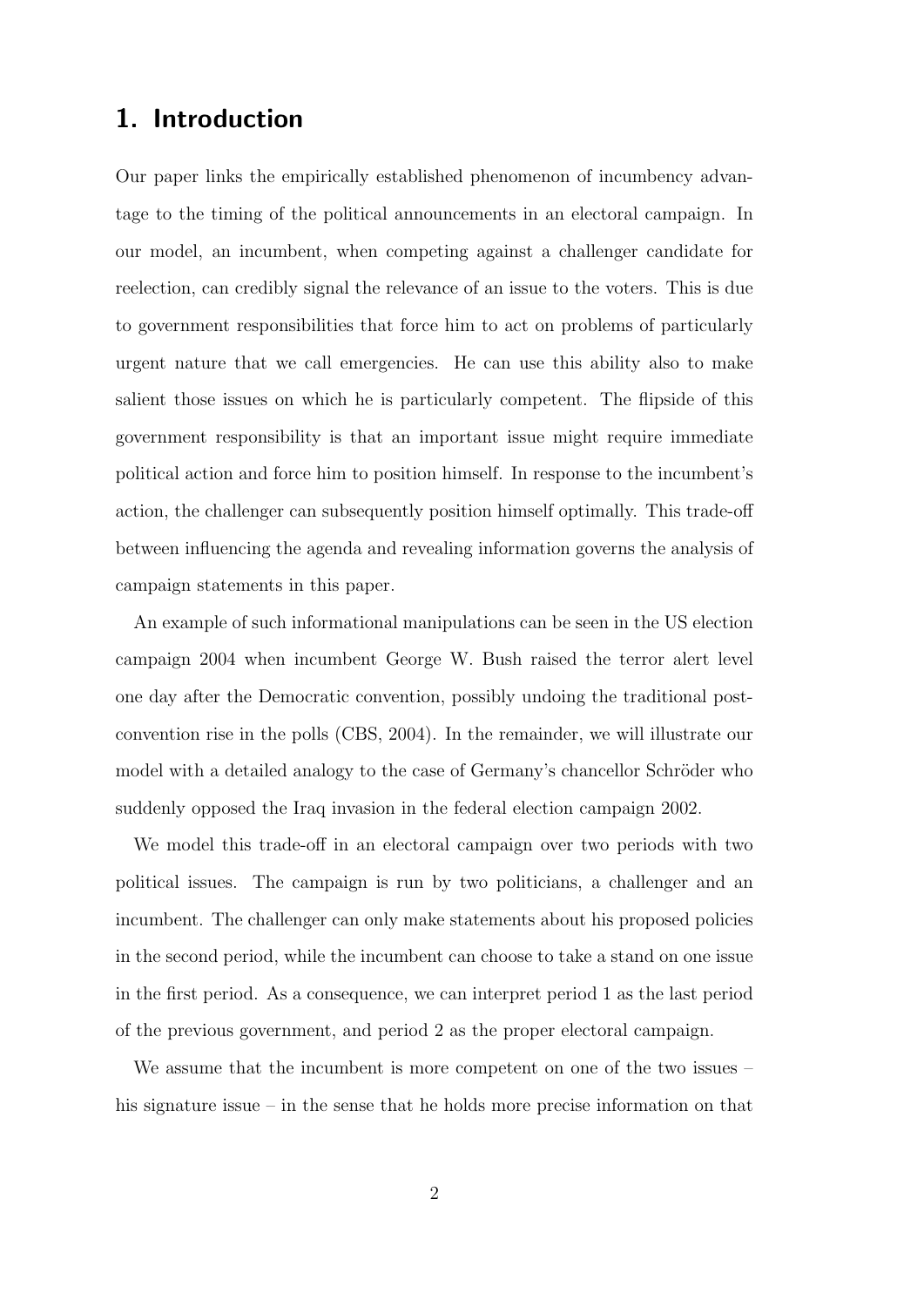## 1. Introduction

Our paper links the empirically established phenomenon of incumbency advantage to the timing of the political announcements in an electoral campaign. In our model, an incumbent, when competing against a challenger candidate for reelection, can credibly signal the relevance of an issue to the voters. This is due to government responsibilities that force him to act on problems of particularly urgent nature that we call emergencies. He can use this ability also to make salient those issues on which he is particularly competent. The flipside of this government responsibility is that an important issue might require immediate political action and force him to position himself. In response to the incumbent's action, the challenger can subsequently position himself optimally. This trade-off between influencing the agenda and revealing information governs the analysis of campaign statements in this paper.

An example of such informational manipulations can be seen in the US election campaign 2004 when incumbent George W. Bush raised the terror alert level one day after the Democratic convention, possibly undoing the traditional post-convention rise in the polls (CBS, 2004). In the remainder, we will illustrate our model with a detailed analogy to the case of Germany's chancellor Schröder who suddenly opposed the Iraq invasion in the federal election campaign 2002.

We model this trade-off in an electoral campaign over two periods with two political issues. The campaign is run by two politicians, a challenger and an incumbent. The challenger can only make statements about his proposed policies in the second period, while the incumbent can choose to take a stand on one issue in the first period. As a consequence, we can interpret period 1 as the last period of the previous government, and period 2 as the proper electoral campaign.

We assume that the incumbent is more competent on one of the two issues – his signature issue – in the sense that he holds more precise information on that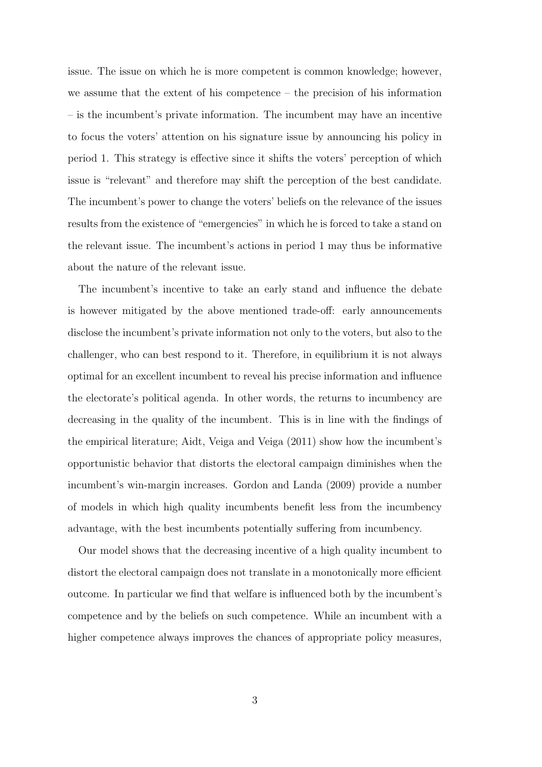issue. The issue on which he is more competent is common knowledge; however, we assume that the extent of his competence – the precision of his information – is the incumbent's private information. The incumbent may have an incentive to focus the voters' attention on his signature issue by announcing his policy in period 1. This strategy is effective since it shifts the voters' perception of which issue is "relevant" and therefore may shift the perception of the best candidate. The incumbent's power to change the voters' beliefs on the relevance of the issues results from the existence of "emergencies" in which he is forced to take a stand on the relevant issue. The incumbent's actions in period 1 may thus be informative about the nature of the relevant issue.

The incumbent's incentive to take an early stand and influence the debate is however mitigated by the above mentioned trade-off: early announcements disclose the incumbent's private information not only to the voters, but also to the challenger, who can best respond to it. Therefore, in equilibrium it is not always optimal for an excellent incumbent to reveal his precise information and influence the electorate's political agenda. In other words, the returns to incumbency are decreasing in the quality of the incumbent. This is in line with the findings of the empirical literature; Aidt, Veiga and Veiga (2011) show how the incumbent's opportunistic behavior that distorts the electoral campaign diminishes when the incumbent's win-margin increases. Gordon and Landa (2009) provide a number of models in which high quality incumbents benefit less from the incumbency advantage, with the best incumbents potentially suffering from incumbency.

Our model shows that the decreasing incentive of a high quality incumbent to distort the electoral campaign does not translate in a monotonically more efficient outcome. In particular we find that welfare is influenced both by the incumbent's competence and by the beliefs on such competence. While an incumbent with a higher competence always improves the chances of appropriate policy measures,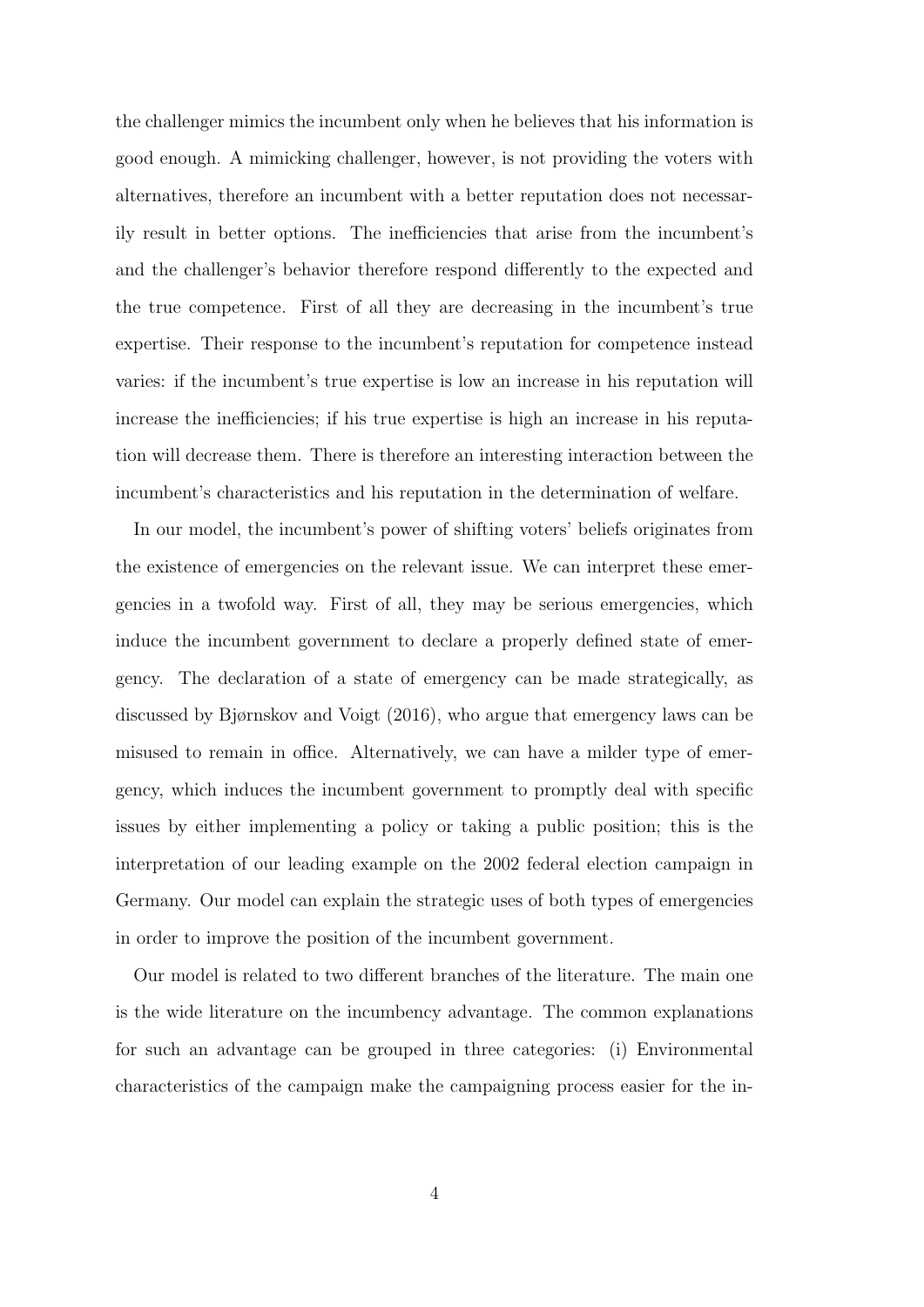the challenger mimics the incumbent only when he believes that his information is good enough. A mimicking challenger, however, is not providing the voters with alternatives, therefore an incumbent with a better reputation does not necessarily result in better options. The inefficiencies that arise from the incumbent's and the challenger's behavior therefore respond differently to the expected and the true competence. First of all they are decreasing in the incumbent's true expertise. Their response to the incumbent's reputation for competence instead varies: if the incumbent's true expertise is low an increase in his reputation will increase the inefficiencies; if his true expertise is high an increase in his reputation will decrease them. There is therefore an interesting interaction between the incumbent's characteristics and his reputation in the determination of welfare.

In our model, the incumbent's power of shifting voters' beliefs originates from the existence of emergencies on the relevant issue. We can interpret these emergencies in a twofold way. First of all, they may be serious emergencies, which induce the incumbent government to declare a properly defined state of emergency. The declaration of a state of emergency can be made strategically, as discussed by Bjørnskov and Voigt (2016), who argue that emergency laws can be misused to remain in office. Alternatively, we can have a milder type of emergency, which induces the incumbent government to promptly deal with specific issues by either implementing a policy or taking a public position; this is the interpretation of our leading example on the 2002 federal election campaign in Germany. Our model can explain the strategic uses of both types of emergencies in order to improve the position of the incumbent government.

Our model is related to two different branches of the literature. The main one is the wide literature on the incumbency advantage. The common explanations for such an advantage can be grouped in three categories: (i) Environmental characteristics of the campaign make the campaigning process easier for the in-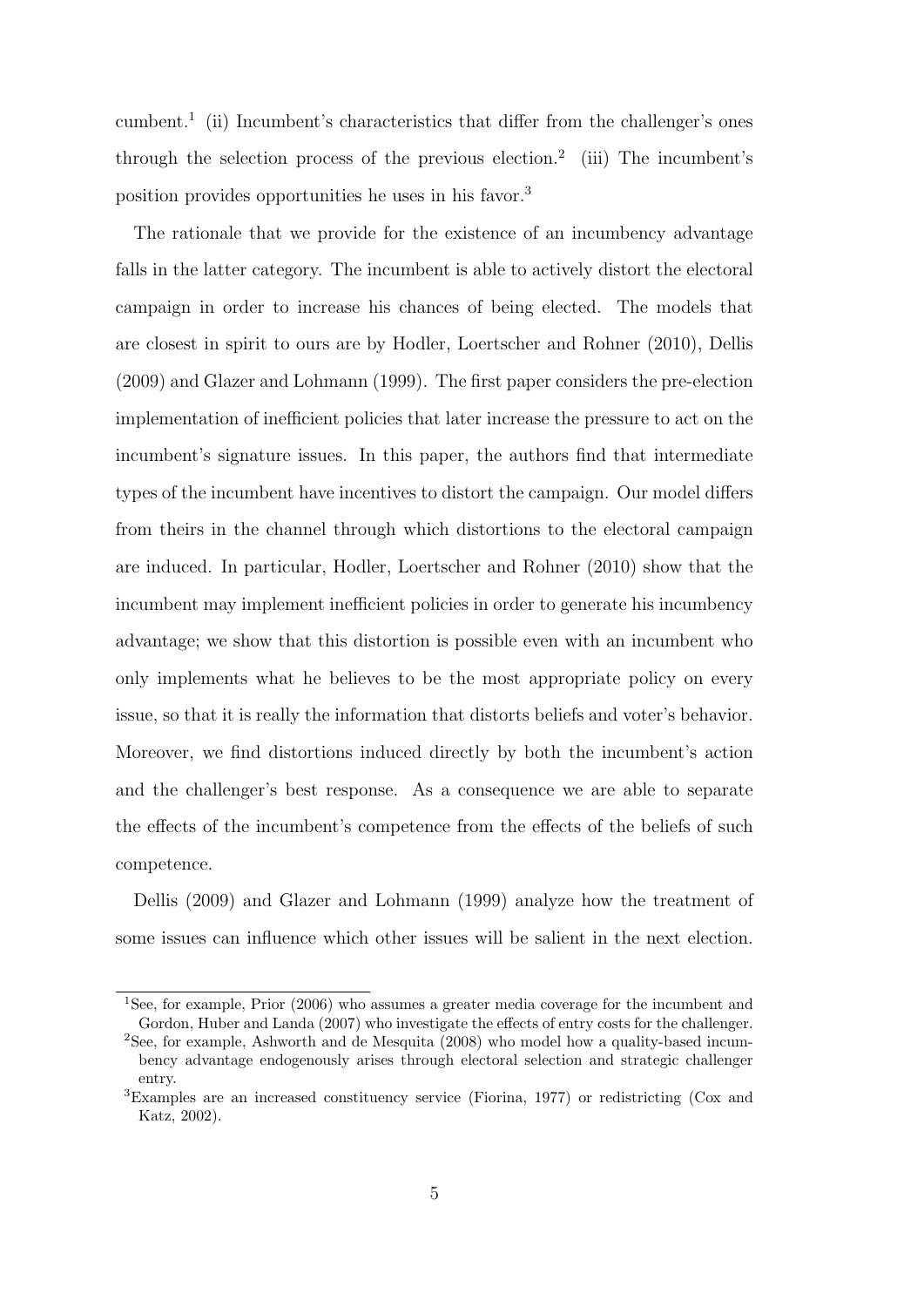cumbent.[1] (ii) Incumbent's characteristics that differ from the challenger's ones through the selection process of the previous election.[2] (iii) The incumbent's position provides opportunities he uses in his favor.[3]

The rationale that we provide for the existence of an incumbency advantage falls in the latter category. The incumbent is able to actively distort the electoral campaign in order to increase his chances of being elected. The models that are closest in spirit to ours are by Hodler, Loertscher and Rohner (2010), Dellis (2009) and Glazer and Lohmann (1999). The first paper considers the pre-election implementation of inefficient policies that later increase the pressure to act on the incumbent's signature issues. In this paper, the authors find that intermediate types of the incumbent have incentives to distort the campaign. Our model differs from theirs in the channel through which distortions to the electoral campaign are induced. In particular, Hodler, Loertscher and Rohner (2010) show that the incumbent may implement inefficient policies in order to generate his incumbency advantage; we show that this distortion is possible even with an incumbent who only implements what he believes to be the most appropriate policy on every issue, so that it is really the information that distorts beliefs and voter's behavior. Moreover, we find distortions induced directly by both the incumbent's action and the challenger's best response. As a consequence we are able to separate the effects of the incumbent's competence from the effects of the beliefs of such competence.

Dellis (2009) and Glazer and Lohmann (1999) analyze how the treatment of some issues can influence which other issues will be salient in the next election.

[1] See, for example, Prior (2006) who assumes a greater media coverage for the incumbent and Gordon, Huber and Landa (2007) who investigate the effects of entry costs for the challenger.

[2] See, for example, Ashworth and de Mesquita (2008) who model how a quality-based incumbency advantage endogenously arises through electoral selection and strategic challenger entry.

[3] Examples are an increased constituency service (Fiorina, 1977) or redistricting (Cox and Katz, 2002).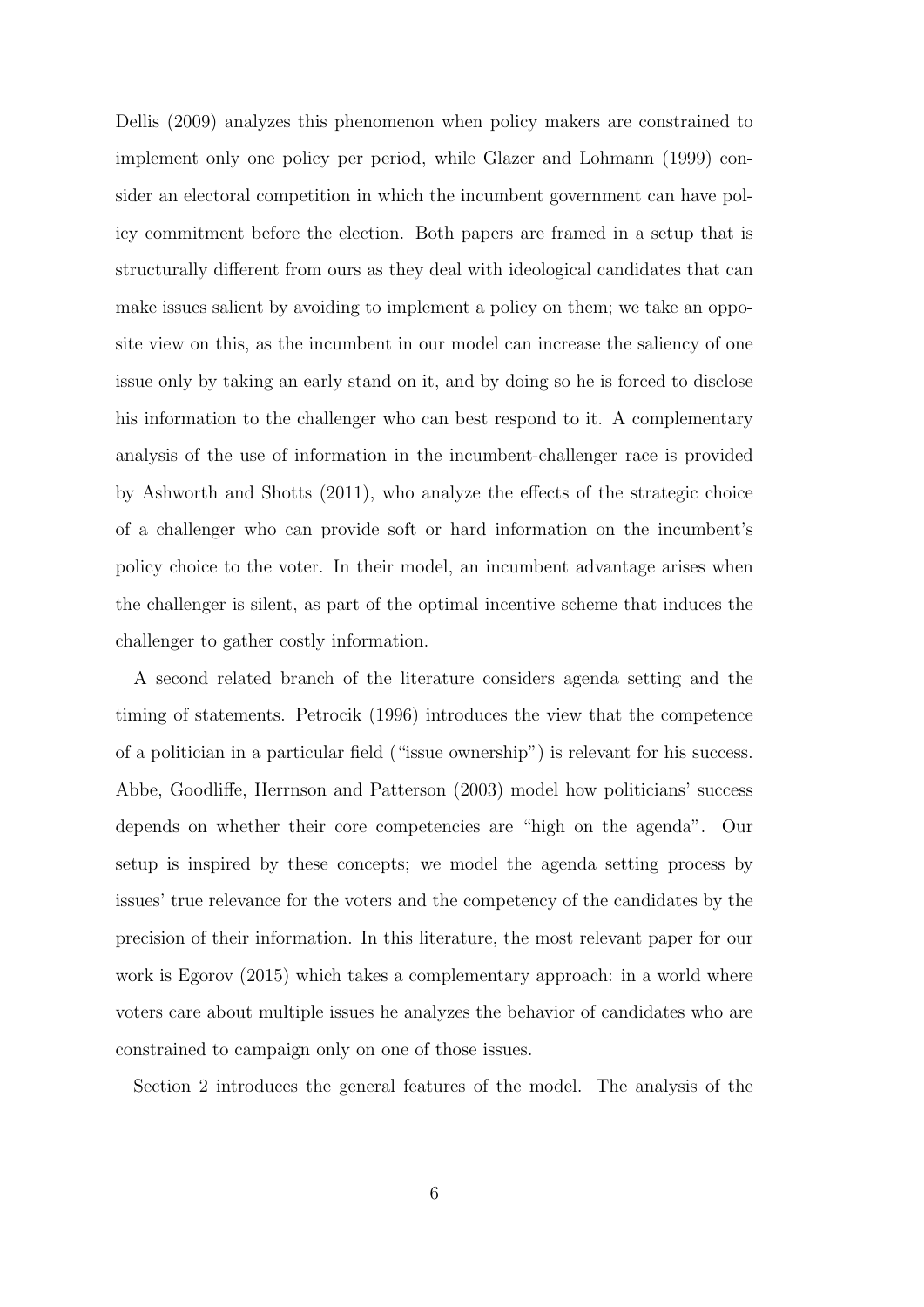Dellis (2009) analyzes this phenomenon when policy makers are constrained to implement only one policy per period, while Glazer and Lohmann (1999) consider an electoral competition in which the incumbent government can have policy commitment before the election. Both papers are framed in a setup that is structurally different from ours as they deal with ideological candidates that can make issues salient by avoiding to implement a policy on them; we take an opposite view on this, as the incumbent in our model can increase the saliency of one issue only by taking an early stand on it, and by doing so he is forced to disclose his information to the challenger who can best respond to it. A complementary analysis of the use of information in the incumbent-challenger race is provided by Ashworth and Shotts (2011), who analyze the effects of the strategic choice of a challenger who can provide soft or hard information on the incumbent's policy choice to the voter. In their model, an incumbent advantage arises when the challenger is silent, as part of the optimal incentive scheme that induces the challenger to gather costly information.

A second related branch of the literature considers agenda setting and the timing of statements. Petrocik (1996) introduces the view that the competence of a politician in a particular field ("issue ownership") is relevant for his success. Abbe, Goodliffe, Herrnson and Patterson (2003) model how politicians' success depends on whether their core competencies are "high on the agenda". Our setup is inspired by these concepts; we model the agenda setting process by issues' true relevance for the voters and the competency of the candidates by the precision of their information. In this literature, the most relevant paper for our work is Egorov (2015) which takes a complementary approach: in a world where voters care about multiple issues he analyzes the behavior of candidates who are constrained to campaign only on one of those issues.

Section 2 introduces the general features of the model. The analysis of the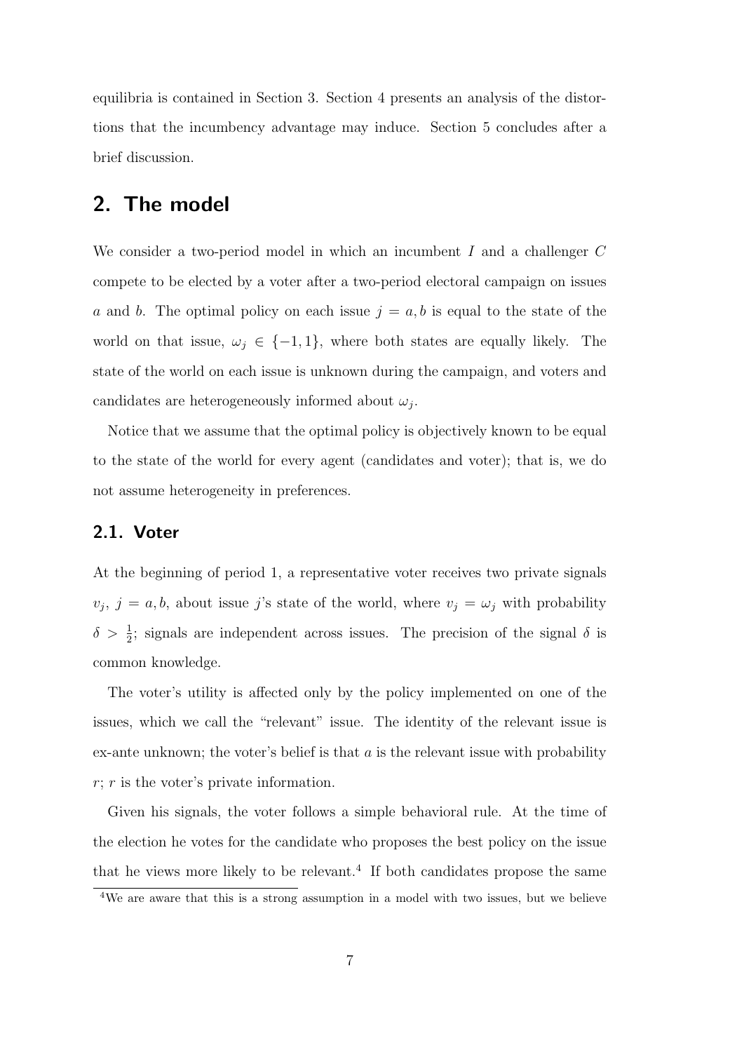equilibria is contained in Section 3. Section 4 presents an analysis of the distortions that the incumbency advantage may induce. Section 5 concludes after a brief discussion.

## 2. The model

We consider a two-period model in which an incumbent $I$ and a challenger $C$ compete to be elected by a voter after a two-period electoral campaign on issues $a$ and $b$. The optimal policy on each issue $j = a, b$ is equal to the state of the world on that issue, $\omega_j \in \{-1, 1\}$, where both states are equally likely. The state of the world on each issue is unknown during the campaign, and voters and candidates are heterogeneously informed about $\omega_j$.

Notice that we assume that the optimal policy is objectively known to be equal to the state of the world for every agent (candidates and voter); that is, we do not assume heterogeneity in preferences.

### 2.1. Voter

At the beginning of period 1, a representative voter receives two private signals $v_j$, $j = a, b$, about issue $j$'s state of the world, where $v_j = \omega_j$ with probability $\delta > \frac{1}{2}$; signals are independent across issues. The precision of the signal $\delta$ is common knowledge.

The voter's utility is affected only by the policy implemented on one of the issues, which we call the "relevant" issue. The identity of the relevant issue is ex-ante unknown; the voter's belief is that $a$ is the relevant issue with probability $r$; $r$ is the voter's private information.

Given his signals, the voter follows a simple behavioral rule. At the time of the election he votes for the candidate who proposes the best policy on the issue that he views more likely to be relevant.[4] If both candidates propose the same

[4] We are aware that this is a strong assumption in a model with two issues, but we believe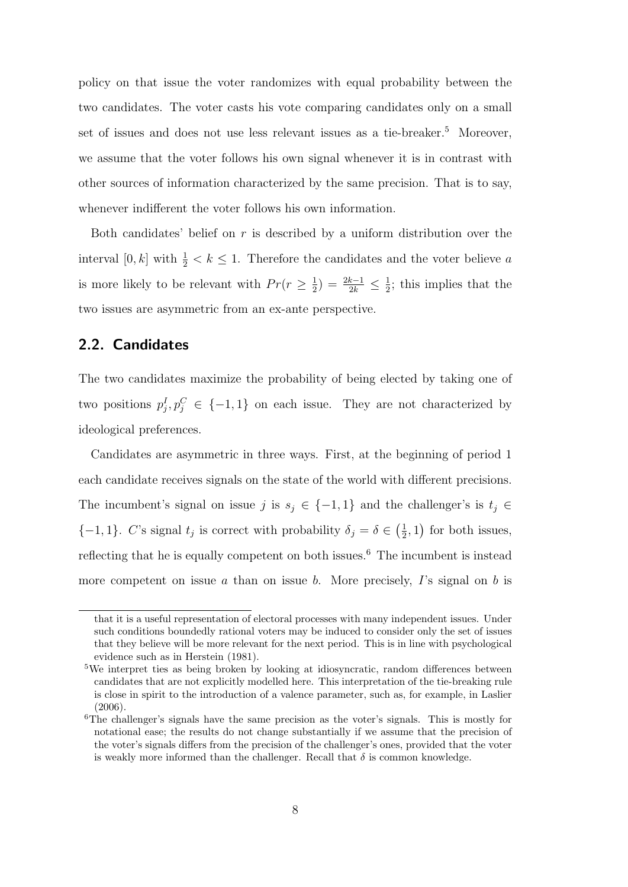policy on that issue the voter randomizes with equal probability between the two candidates. The voter casts his vote comparing candidates only on a small set of issues and does not use less relevant issues as a tie-breaker.[5] Moreover, we assume that the voter follows his own signal whenever it is in contrast with other sources of information characterized by the same precision. That is to say, whenever indifferent the voter follows his own information.

Both candidates' belief on $r$ is described by a uniform distribution over the interval $[0, k]$ with $\frac{1}{2} < k \leq 1$. Therefore the candidates and the voter believe $a$ is more likely to be relevant with $Pr(r \geq \frac{1}{2}) = \frac{2k-1}{2k} \leq \frac{1}{2}$; this implies that the two issues are asymmetric from an ex-ante perspective.

## 2.2. Candidates

The two candidates maximize the probability of being elected by taking one of two positions $p_j^I, p_j^C \in \{-1, 1\}$ on each issue. They are not characterized by ideological preferences.

Candidates are asymmetric in three ways. First, at the beginning of period 1 each candidate receives signals on the state of the world with different precisions. The incumbent's signal on issue $j$ is $s_j \in \{-1, 1\}$ and the challenger's is $t_j \in \{-1, 1\}$. $C$'s signal $t_j$ is correct with probability $\delta_j = \delta \in \left(\frac{1}{2}, 1\right)$ for both issues, reflecting that he is equally competent on both issues.[6] The incumbent is instead more competent on issue $a$ than on issue $b$. More precisely, $I$'s signal on $b$ is

---

that it is a useful representation of electoral processes with many independent issues. Under such conditions boundedly rational voters may be induced to consider only the set of issues that they believe will be more relevant for the next period. This is in line with psychological evidence such as in Herstein (1981).

[5] We interpret ties as being broken by looking at idiosyncratic, random differences between candidates that are not explicitly modelled here. This interpretation of the tie-breaking rule is close in spirit to the introduction of a valence parameter, such as, for example, in Laslier (2006).

[6] The challenger's signals have the same precision as the voter's signals. This is mostly for notational ease; the results do not change substantially if we assume that the precision of the voter's signals differs from the precision of the challenger's ones, provided that the voter is weakly more informed than the challenger. Recall that $\delta$ is common knowledge.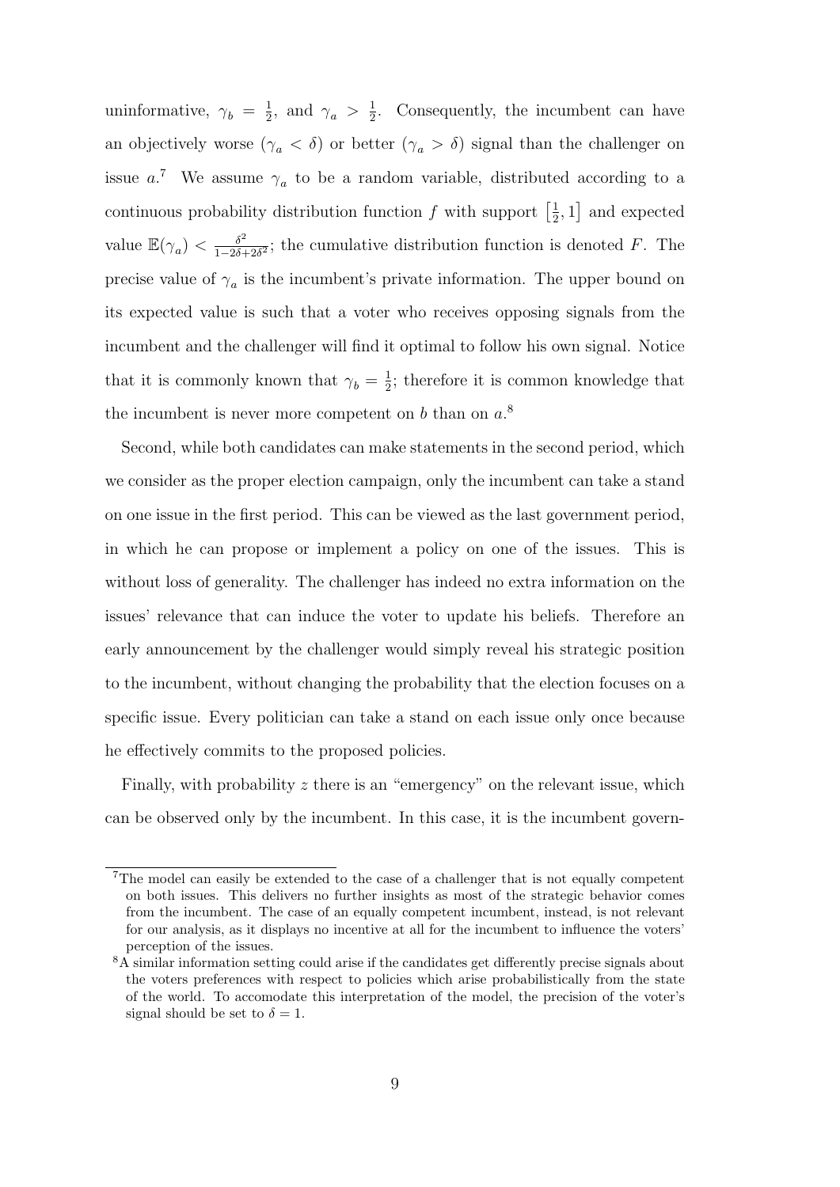uninformative, $\gamma_b = \frac{1}{2}$, and $\gamma_a > \frac{1}{2}$. Consequently, the incumbent can have an objectively worse ($\gamma_a < \delta$) or better ($\gamma_a > \delta$) signal than the challenger on issue $a$.[7] We assume $\gamma_a$ to be a random variable, distributed according to a continuous probability distribution function $f$ with support $\left[\frac{1}{2}, 1\right]$ and expected value $\mathbb{E}(\gamma_a) < \frac{\delta^2}{1-2\delta+2\delta^2}$; the cumulative distribution function is denoted $F$. The precise value of $\gamma_a$ is the incumbent's private information. The upper bound on its expected value is such that a voter who receives opposing signals from the incumbent and the challenger will find it optimal to follow his own signal. Notice that it is commonly known that $\gamma_b = \frac{1}{2}$; therefore it is common knowledge that the incumbent is never more competent on $b$ than on $a$.[8]

Second, while both candidates can make statements in the second period, which we consider as the proper election campaign, only the incumbent can take a stand on one issue in the first period. This can be viewed as the last government period, in which he can propose or implement a policy on one of the issues. This is without loss of generality. The challenger has indeed no extra information on the issues' relevance that can induce the voter to update his beliefs. Therefore an early announcement by the challenger would simply reveal his strategic position to the incumbent, without changing the probability that the election focuses on a specific issue. Every politician can take a stand on each issue only once because he effectively commits to the proposed policies.

Finally, with probability $z$ there is an "emergency" on the relevant issue, which can be observed only by the incumbent. In this case, it is the incumbent govern-

[7] The model can easily be extended to the case of a challenger that is not equally competent on both issues. This delivers no further insights as most of the strategic behavior comes from the incumbent. The case of an equally competent incumbent, instead, is not relevant for our analysis, as it displays no incentive at all for the incumbent to influence the voters' perception of the issues.

[8] A similar information setting could arise if the candidates get differently precise signals about the voters preferences with respect to policies which arise probabilistically from the state of the world. To accomodate this interpretation of the model, the precision of the voter's signal should be set to $\delta = 1$.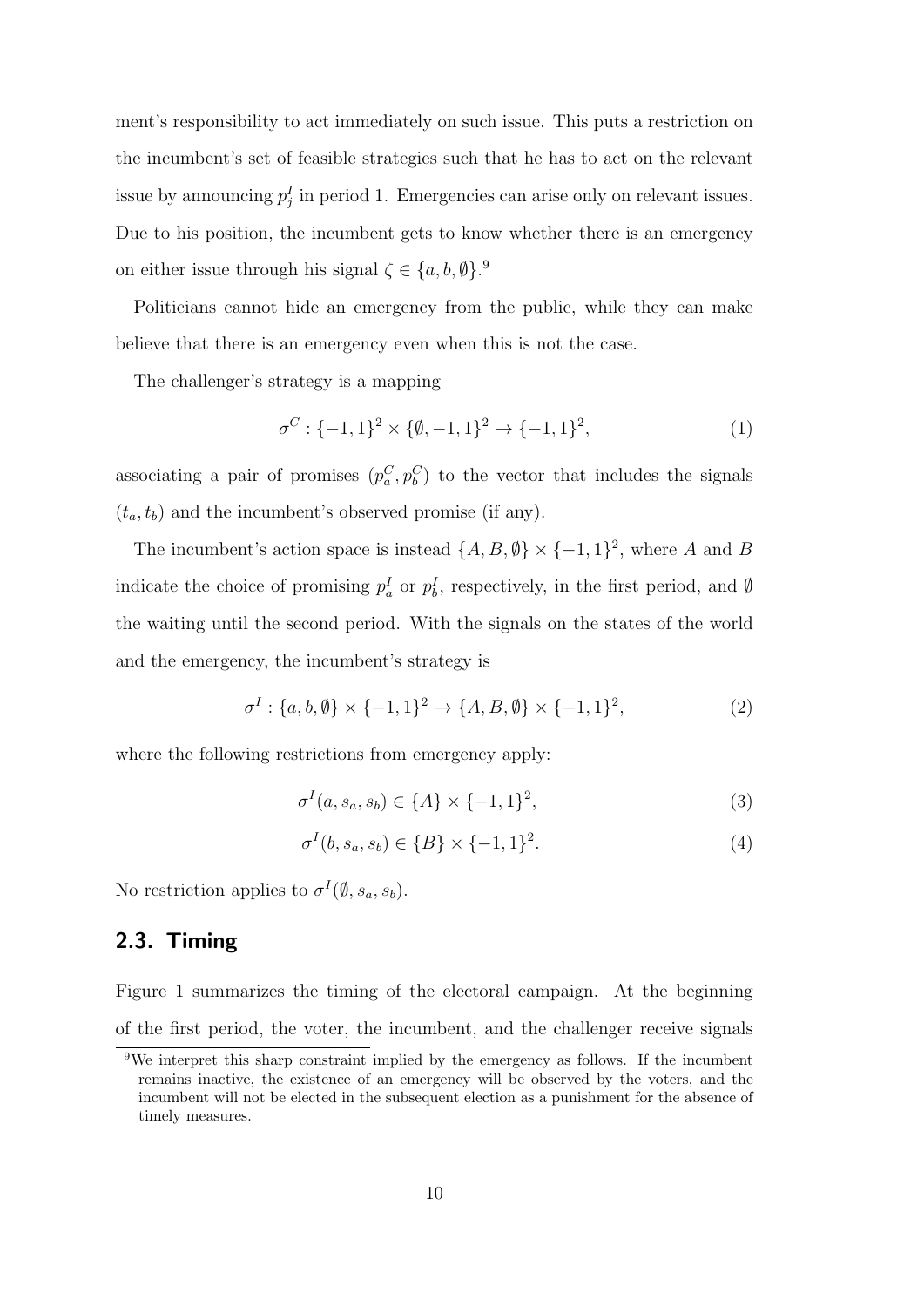ment's responsibility to act immediately on such issue. This puts a restriction on the incumbent's set of feasible strategies such that he has to act on the relevant issue by announcing $p_j^I$ in period 1. Emergencies can arise only on relevant issues. Due to his position, the incumbent gets to know whether there is an emergency on either issue through his signal $\zeta \in \{a, b, \emptyset\}$.[9]

Politicians cannot hide an emergency from the public, while they can make believe that there is an emergency even when this is not the case.

The challenger's strategy is a mapping

$$\sigma^C : \{-1, 1\}^2 \times \{\emptyset, -1, 1\}^2 \to \{-1, 1\}^2, \tag{1}$$

associating a pair of promises $(p_a^C, p_b^C)$ to the vector that includes the signals $(t_a, t_b)$ and the incumbent's observed promise (if any).

The incumbent's action space is instead $\{A, B, \emptyset\} \times \{-1, 1\}^2$, where $A$ and $B$ indicate the choice of promising $p_a^I$ or $p_b^I$, respectively, in the first period, and $\emptyset$ the waiting until the second period. With the signals on the states of the world and the emergency, the incumbent's strategy is

$$\sigma^I : \{a, b, \emptyset\} \times \{-1, 1\}^2 \to \{A, B, \emptyset\} \times \{-1, 1\}^2, \tag{2}$$

where the following restrictions from emergency apply:

$$\sigma^I(a, s_a, s_b) \in \{A\} \times \{-1, 1\}^2, \tag{3}$$

$$\sigma^I(b, s_a, s_b) \in \{B\} \times \{-1, 1\}^2. \tag{4}$$

No restriction applies to $\sigma^I(\emptyset, s_a, s_b)$.

## 2.3. Timing

Figure 1 summarizes the timing of the electoral campaign. At the beginning of the first period, the voter, the incumbent, and the challenger receive signals

[9] We interpret this sharp constraint implied by the emergency as follows. If the incumbent remains inactive, the existence of an emergency will be observed by the voters, and the incumbent will not be elected in the subsequent election as a punishment for the absence of timely measures.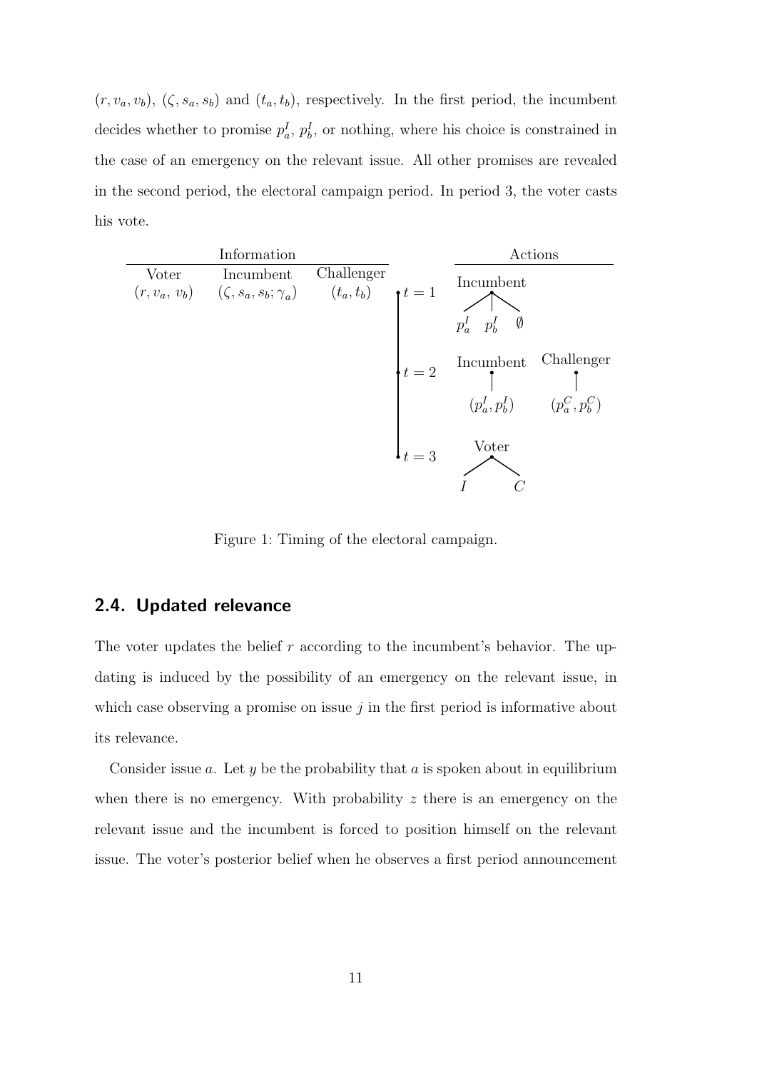$(r, v_a, v_b)$, $(\zeta, s_a, s_b)$ and $(t_a, t_b)$, respectively. In the first period, the incumbent decides whether to promise $p_a^I$, $p_b^I$, or nothing, where his choice is constrained in the case of an emergency on the relevant issue. All other promises are revealed in the second period, the electoral campaign period. In period 3, the voter casts his vote.

| Information | | | | Actions | |
|---|---|---|---|---|---|
| Voter | Incumbent | Challenger | | | |
| $(r, v_a, v_b)$ | $(\zeta, s_a, s_b; \gamma_a)$ | $(t_a, t_b)$ | $t = 1$ | Incumbent: $p_a^I$, $p_b^I$, $\emptyset$ | |
| | | | $t = 2$ | Incumbent: $(p_a^I, p_b^I)$ | Challenger: $(p_a^C, p_b^C)$ |
| | | | $t = 3$ | Voter: $I$, $C$ | |

Figure 1: Timing of the electoral campaign.

## 2.4. Updated relevance

The voter updates the belief $r$ according to the incumbent's behavior. The updating is induced by the possibility of an emergency on the relevant issue, in which case observing a promise on issue $j$ in the first period is informative about its relevance.

Consider issue $a$. Let $y$ be the probability that $a$ is spoken about in equilibrium when there is no emergency. With probability $z$ there is an emergency on the relevant issue and the incumbent is forced to position himself on the relevant issue. The voter's posterior belief when he observes a first period announcement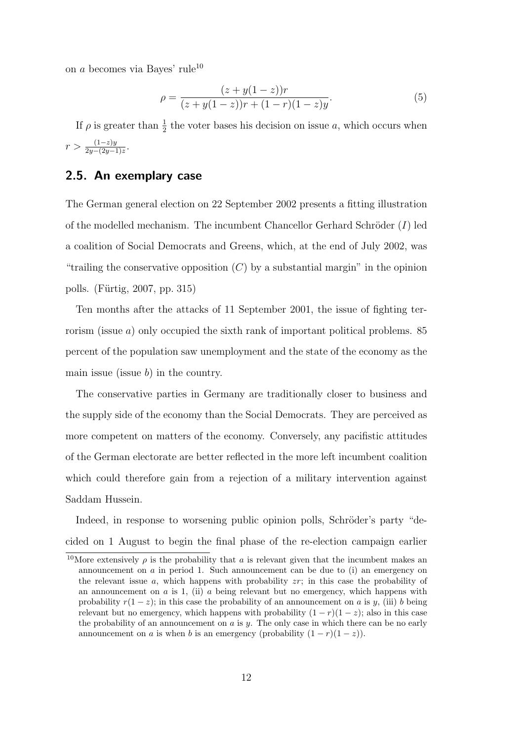on $a$ becomes via Bayes' rule[10]

$$\rho = \frac{(z + y(1-z))r}{(z + y(1-z))r + (1-r)(1-z)y}. \tag{5}$$

If $\rho$ is greater than $\frac{1}{2}$ the voter bases his decision on issue $a$, which occurs when $r > \frac{(1-z)y}{2y-(2y-1)z}$.

## 2.5. An exemplary case

The German general election on 22 September 2002 presents a fitting illustration of the modelled mechanism. The incumbent Chancellor Gerhard Schröder ($I$) led a coalition of Social Democrats and Greens, which, at the end of July 2002, was "trailing the conservative opposition ($C$) by a substantial margin" in the opinion polls. (Fürtig, 2007, pp. 315)

Ten months after the attacks of 11 September 2001, the issue of fighting terrorism (issue $a$) only occupied the sixth rank of important political problems. 85 percent of the population saw unemployment and the state of the economy as the main issue (issue $b$) in the country.

The conservative parties in Germany are traditionally closer to business and the supply side of the economy than the Social Democrats. They are perceived as more competent on matters of the economy. Conversely, any pacifistic attitudes of the German electorate are better reflected in the more left incumbent coalition which could therefore gain from a rejection of a military intervention against Saddam Hussein.

Indeed, in response to worsening public opinion polls, Schröder's party "decided on 1 August to begin the final phase of the re-election campaign earlier

[10] More extensively $\rho$ is the probability that $a$ is relevant given that the incumbent makes an announcement on $a$ in period 1. Such announcement can be due to (i) an emergency on the relevant issue $a$, which happens with probability $zr$; in this case the probability of an announcement on $a$ is 1, (ii) $a$ being relevant but no emergency, which happens with probability $r(1-z)$; in this case the probability of an announcement on $a$ is $y$, (iii) $b$ being relevant but no emergency, which happens with probability $(1-r)(1-z)$; also in this case the probability of an announcement on $a$ is $y$. The only case in which there can be no early announcement on $a$ is when $b$ is an emergency (probability $(1-r)(1-z)$).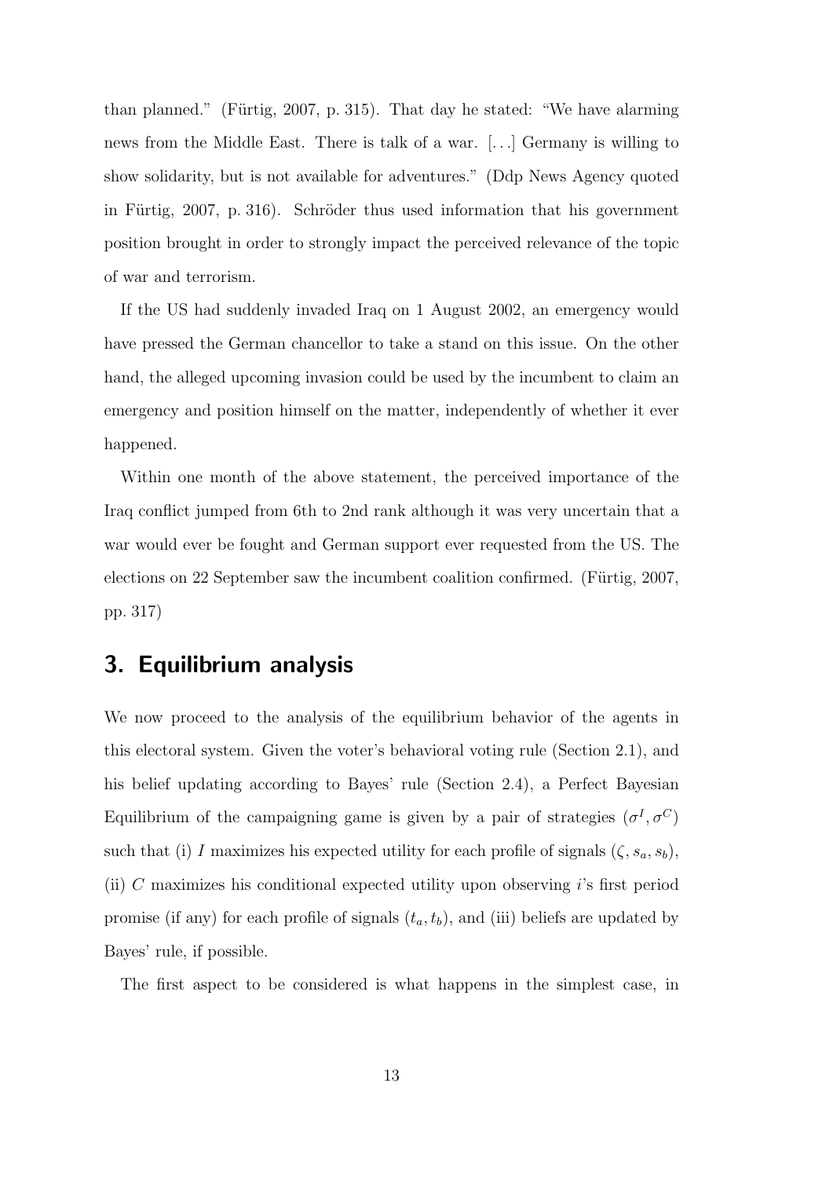than planned." (Fürtig, 2007, p. 315). That day he stated: "We have alarming news from the Middle East. There is talk of a war. [...] Germany is willing to show solidarity, but is not available for adventures." (Ddp News Agency quoted in Fürtig, 2007, p. 316). Schröder thus used information that his government position brought in order to strongly impact the perceived relevance of the topic of war and terrorism.

If the US had suddenly invaded Iraq on 1 August 2002, an emergency would have pressed the German chancellor to take a stand on this issue. On the other hand, the alleged upcoming invasion could be used by the incumbent to claim an emergency and position himself on the matter, independently of whether it ever happened.

Within one month of the above statement, the perceived importance of the Iraq conflict jumped from 6th to 2nd rank although it was very uncertain that a war would ever be fought and German support ever requested from the US. The elections on 22 September saw the incumbent coalition confirmed. (Fürtig, 2007, pp. 317)

## 3. Equilibrium analysis

We now proceed to the analysis of the equilibrium behavior of the agents in this electoral system. Given the voter's behavioral voting rule (Section 2.1), and his belief updating according to Bayes' rule (Section 2.4), a Perfect Bayesian Equilibrium of the campaigning game is given by a pair of strategies $(\sigma^I, \sigma^C)$ such that (i) $I$ maximizes his expected utility for each profile of signals $(\zeta, s_a, s_b)$, (ii) $C$ maximizes his conditional expected utility upon observing $i$'s first period promise (if any) for each profile of signals $(t_a, t_b)$, and (iii) beliefs are updated by Bayes' rule, if possible.

The first aspect to be considered is what happens in the simplest case, in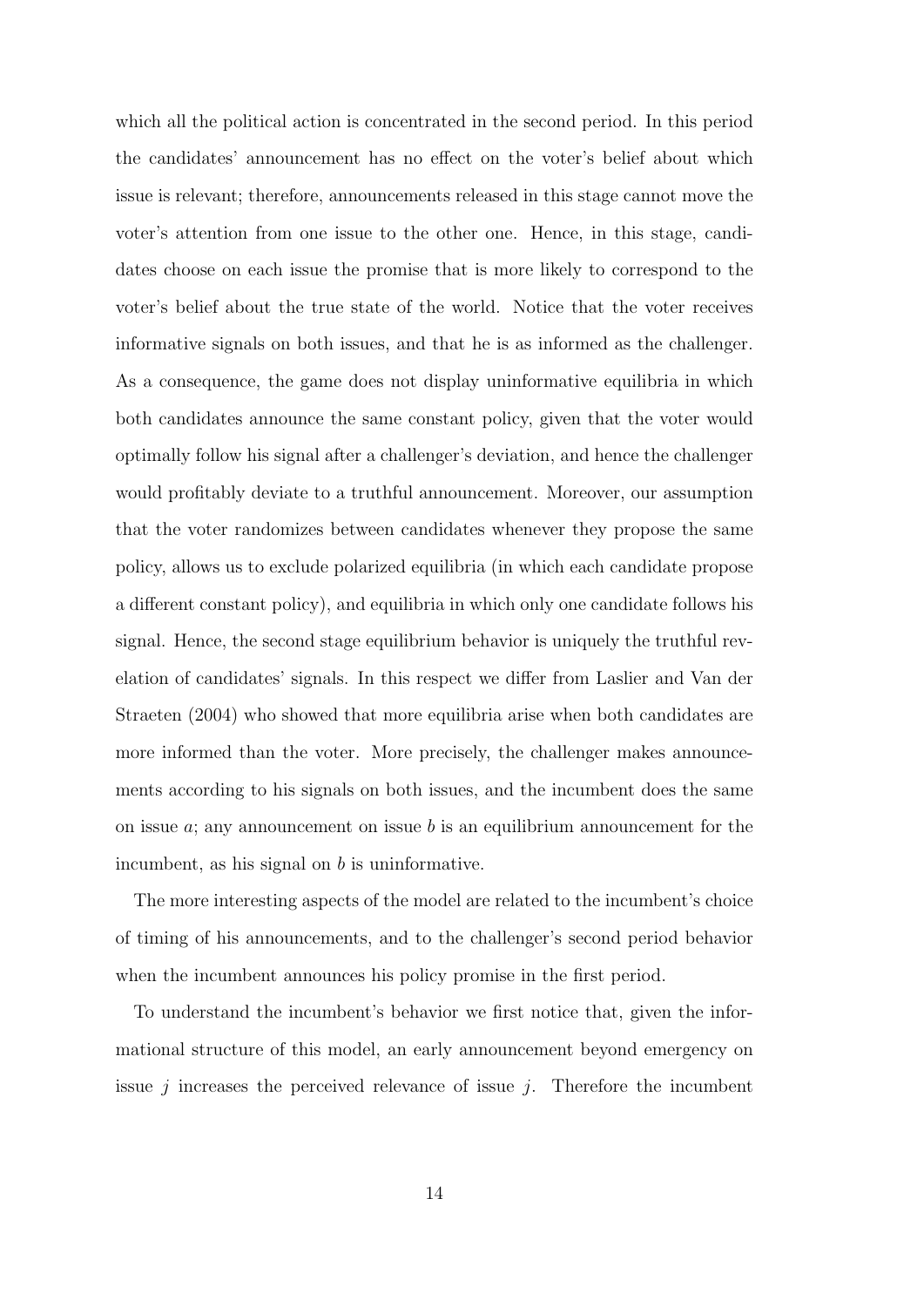which all the political action is concentrated in the second period. In this period the candidates' announcement has no effect on the voter's belief about which issue is relevant; therefore, announcements released in this stage cannot move the voter's attention from one issue to the other one. Hence, in this stage, candidates choose on each issue the promise that is more likely to correspond to the voter's belief about the true state of the world. Notice that the voter receives informative signals on both issues, and that he is as informed as the challenger. As a consequence, the game does not display uninformative equilibria in which both candidates announce the same constant policy, given that the voter would optimally follow his signal after a challenger's deviation, and hence the challenger would profitably deviate to a truthful announcement. Moreover, our assumption that the voter randomizes between candidates whenever they propose the same policy, allows us to exclude polarized equilibria (in which each candidate propose a different constant policy), and equilibria in which only one candidate follows his signal. Hence, the second stage equilibrium behavior is uniquely the truthful revelation of candidates' signals. In this respect we differ from Laslier and Van der Straeten (2004) who showed that more equilibria arise when both candidates are more informed than the voter. More precisely, the challenger makes announcements according to his signals on both issues, and the incumbent does the same on issue $a$; any announcement on issue $b$ is an equilibrium announcement for the incumbent, as his signal on $b$ is uninformative.

The more interesting aspects of the model are related to the incumbent's choice of timing of his announcements, and to the challenger's second period behavior when the incumbent announces his policy promise in the first period.

To understand the incumbent's behavior we first notice that, given the informational structure of this model, an early announcement beyond emergency on issue $j$ increases the perceived relevance of issue $j$. Therefore the incumbent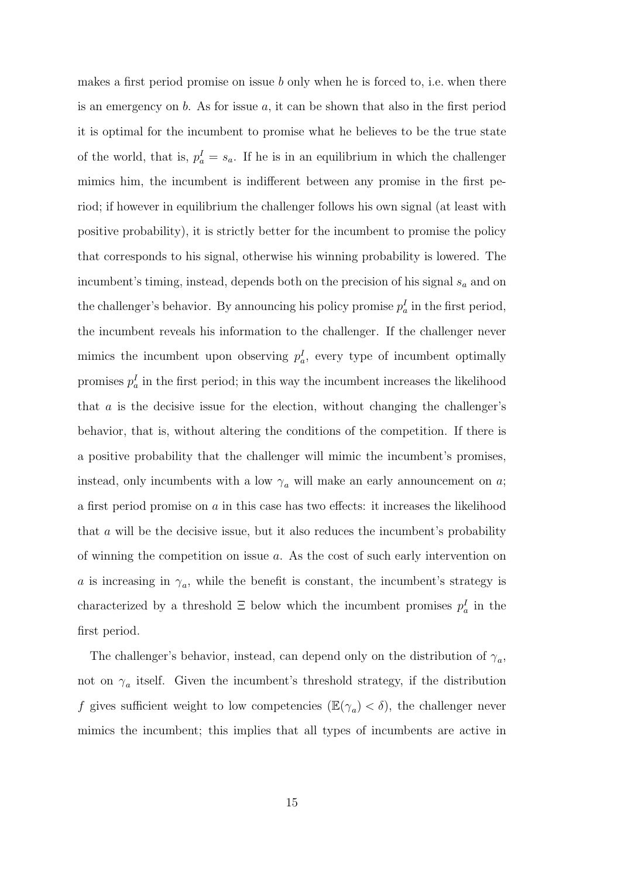makes a first period promise on issue $b$ only when he is forced to, i.e. when there is an emergency on $b$. As for issue $a$, it can be shown that also in the first period it is optimal for the incumbent to promise what he believes to be the true state of the world, that is, $p_a^I = s_a$. If he is in an equilibrium in which the challenger mimics him, the incumbent is indifferent between any promise in the first period; if however in equilibrium the challenger follows his own signal (at least with positive probability), it is strictly better for the incumbent to promise the policy that corresponds to his signal, otherwise his winning probability is lowered. The incumbent's timing, instead, depends both on the precision of his signal $s_a$ and on the challenger's behavior. By announcing his policy promise $p_a^I$ in the first period, the incumbent reveals his information to the challenger. If the challenger never mimics the incumbent upon observing $p_a^I$, every type of incumbent optimally promises $p_a^I$ in the first period; in this way the incumbent increases the likelihood that $a$ is the decisive issue for the election, without changing the challenger's behavior, that is, without altering the conditions of the competition. If there is a positive probability that the challenger will mimic the incumbent's promises, instead, only incumbents with a low $\gamma_a$ will make an early announcement on $a$; a first period promise on $a$ in this case has two effects: it increases the likelihood that $a$ will be the decisive issue, but it also reduces the incumbent's probability of winning the competition on issue $a$. As the cost of such early intervention on $a$ is increasing in $\gamma_a$, while the benefit is constant, the incumbent's strategy is characterized by a threshold $\Xi$ below which the incumbent promises $p_a^I$ in the first period.

The challenger's behavior, instead, can depend only on the distribution of $\gamma_a$, not on $\gamma_a$ itself. Given the incumbent's threshold strategy, if the distribution $f$ gives sufficient weight to low competencies ($\mathbb{E}(\gamma_a) < \delta$), the challenger never mimics the incumbent; this implies that all types of incumbents are active in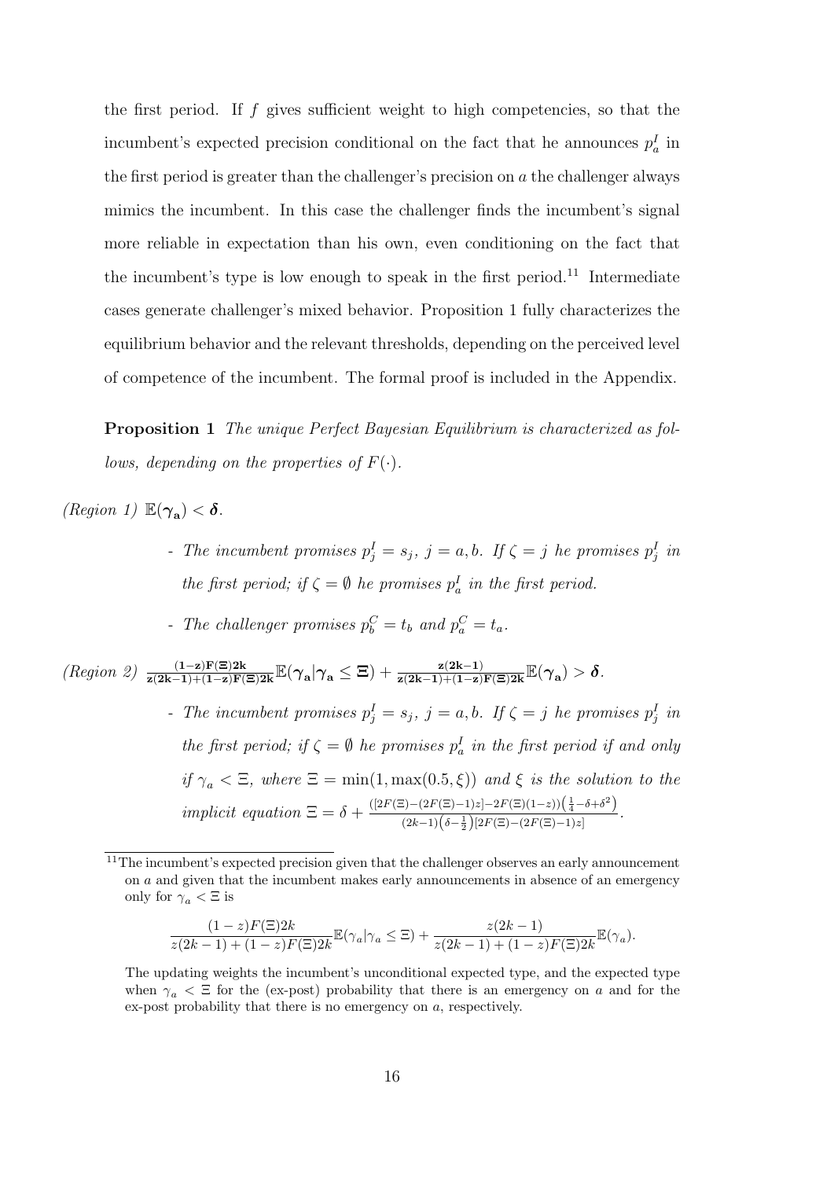the first period. If $f$ gives sufficient weight to high competencies, so that the incumbent's expected precision conditional on the fact that he announces $p_a^I$ in the first period is greater than the challenger's precision on $a$ the challenger always mimics the incumbent. In this case the challenger finds the incumbent's signal more reliable in expectation than his own, even conditioning on the fact that the incumbent's type is low enough to speak in the first period.[11] Intermediate cases generate challenger's mixed behavior. Proposition 1 fully characterizes the equilibrium behavior and the relevant thresholds, depending on the perceived level of competence of the incumbent. The formal proof is included in the Appendix.

**Proposition 1** *The unique Perfect Bayesian Equilibrium is characterized as follows, depending on the properties of $F(\cdot)$.*

*(Region 1)* $\mathbb{E}(\boldsymbol{\gamma}_\mathbf{a}) < \boldsymbol{\delta}$.

- *The incumbent promises $p_j^I = s_j$, $j = a, b$. If $\zeta = j$ he promises $p_j^I$ in the first period; if $\zeta = \emptyset$ he promises $p_a^I$ in the first period.*
- *The challenger promises $p_b^C = t_b$ and $p_a^C = t_a$.*

*(Region 2)* $\frac{\mathbf{(1-z)F(\Xi)2k}}{\mathbf{z(2k-1)+(1-z)F(\Xi)2k}}\mathbb{E}(\boldsymbol{\gamma}_\mathbf{a}|\boldsymbol{\gamma}_\mathbf{a} \leq \boldsymbol{\Xi}) + \frac{\mathbf{z(2k-1)}}{\mathbf{z(2k-1)+(1-z)F(\Xi)2k}}\mathbb{E}(\boldsymbol{\gamma}_\mathbf{a}) > \boldsymbol{\delta}$.

- *The incumbent promises $p_j^I = s_j$, $j = a, b$. If $\zeta = j$ he promises $p_j^I$ in the first period; if $\zeta = \emptyset$ he promises $p_a^I$ in the first period if and only if $\gamma_a < \Xi$, where $\Xi = \min(1, \max(0.5, \xi))$ and $\xi$ is the solution to the implicit equation $\Xi = \delta + \frac{([2F(\Xi)-(2F(\Xi)-1)z]-2F(\Xi)(1-z))\left(\frac{1}{4}-\delta+\delta^2\right)}{(2k-1)\left(\delta-\frac{1}{2}\right)[2F(\Xi)-(2F(\Xi)-1)z]}$.*

[11] The incumbent's expected precision given that the challenger observes an early announcement on $a$ and given that the incumbent makes early announcements in absence of an emergency only for $\gamma_a < \Xi$ is

$$\frac{(1-z)F(\Xi)2k}{z(2k-1)+(1-z)F(\Xi)2k}\mathbb{E}(\gamma_a|\gamma_a \leq \Xi) + \frac{z(2k-1)}{z(2k-1)+(1-z)F(\Xi)2k}\mathbb{E}(\gamma_a).$$

The updating weights the incumbent's unconditional expected type, and the expected type when $\gamma_a < \Xi$ for the (ex-post) probability that there is an emergency on $a$ and for the ex-post probability that there is no emergency on $a$, respectively.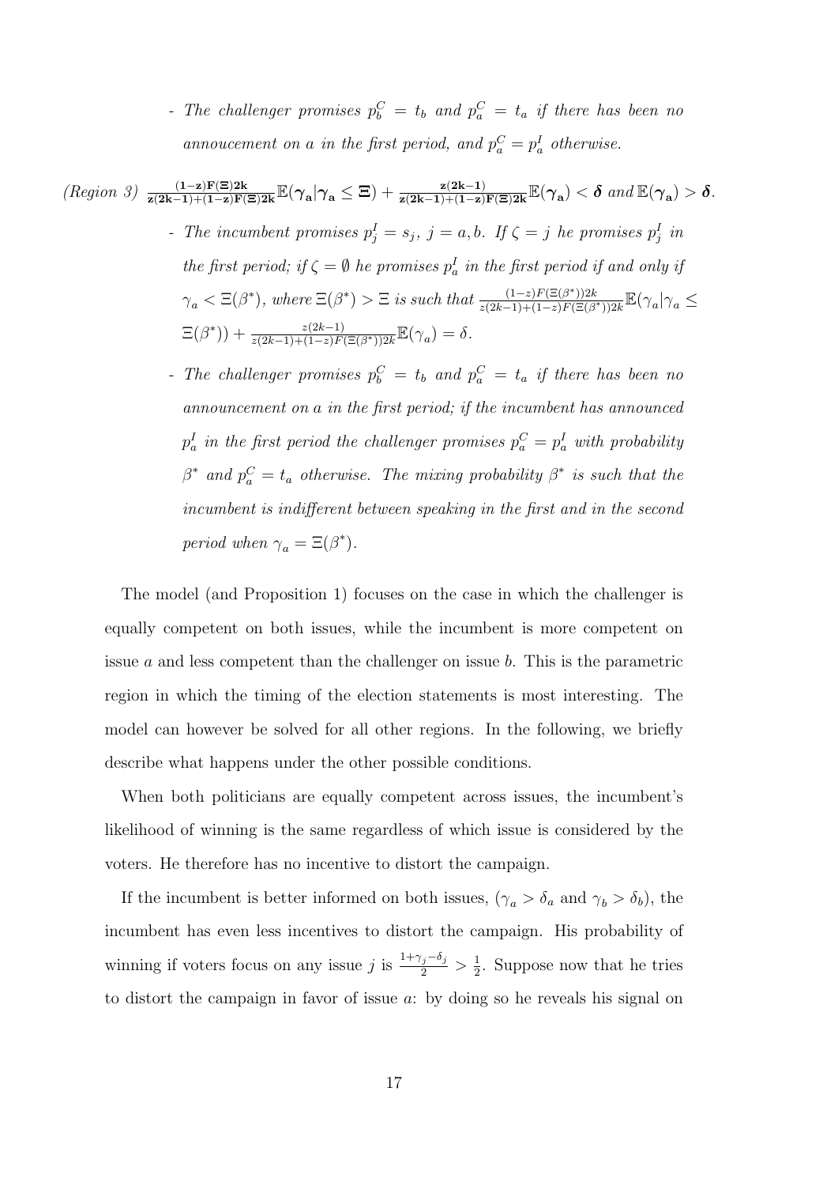- *The challenger promises $p_b^C = t_b$ and $p_a^C = t_a$ if there has been no annoucement on $a$ in the first period, and $p_a^C = p_a^I$ otherwise.*

*(Region 3)* $\frac{\mathbf{(1-z)F(\Xi)2k}}{\mathbf{z(2k-1)+(1-z)F(\Xi)2k}}\mathbb{E}(\boldsymbol{\gamma_a}|\boldsymbol{\gamma_a} \leq \boldsymbol{\Xi}) + \frac{\mathbf{z(2k-1)}}{\mathbf{z(2k-1)+(1-z)F(\Xi)2k}}\mathbb{E}(\boldsymbol{\gamma_a}) < \boldsymbol{\delta}$ *and* $\mathbb{E}(\boldsymbol{\gamma_a}) > \boldsymbol{\delta}$.

- *The incumbent promises $p_j^I = s_j$, $j = a, b$. If $\zeta = j$ he promises $p_j^I$ in the first period; if $\zeta = \emptyset$ he promises $p_a^I$ in the first period if and only if $\gamma_a < \Xi(\beta^*)$, where $\Xi(\beta^*) > \Xi$ is such that $\frac{(1-z)F(\Xi(\beta^*))2k}{z(2k-1)+(1-z)F(\Xi(\beta^*))2k}\mathbb{E}(\gamma_a|\gamma_a \leq \Xi(\beta^*)) + \frac{z(2k-1)}{z(2k-1)+(1-z)F(\Xi(\beta^*))2k}\mathbb{E}(\gamma_a) = \delta$.*

- *The challenger promises $p_b^C = t_b$ and $p_a^C = t_a$ if there has been no announcement on $a$ in the first period; if the incumbent has announced $p_a^I$ in the first period the challenger promises $p_a^C = p_a^I$ with probability $\beta^*$ and $p_a^C = t_a$ otherwise. The mixing probability $\beta^*$ is such that the incumbent is indifferent between speaking in the first and in the second period when $\gamma_a = \Xi(\beta^*)$.*

The model (and Proposition 1) focuses on the case in which the challenger is equally competent on both issues, while the incumbent is more competent on issue $a$ and less competent than the challenger on issue $b$. This is the parametric region in which the timing of the election statements is most interesting. The model can however be solved for all other regions. In the following, we briefly describe what happens under the other possible conditions.

When both politicians are equally competent across issues, the incumbent's likelihood of winning is the same regardless of which issue is considered by the voters. He therefore has no incentive to distort the campaign.

If the incumbent is better informed on both issues, ($\gamma_a > \delta_a$ and $\gamma_b > \delta_b$), the incumbent has even less incentives to distort the campaign. His probability of winning if voters focus on any issue $j$ is $\frac{1+\gamma_j-\delta_j}{2} > \frac{1}{2}$. Suppose now that he tries to distort the campaign in favor of issue $a$: by doing so he reveals his signal on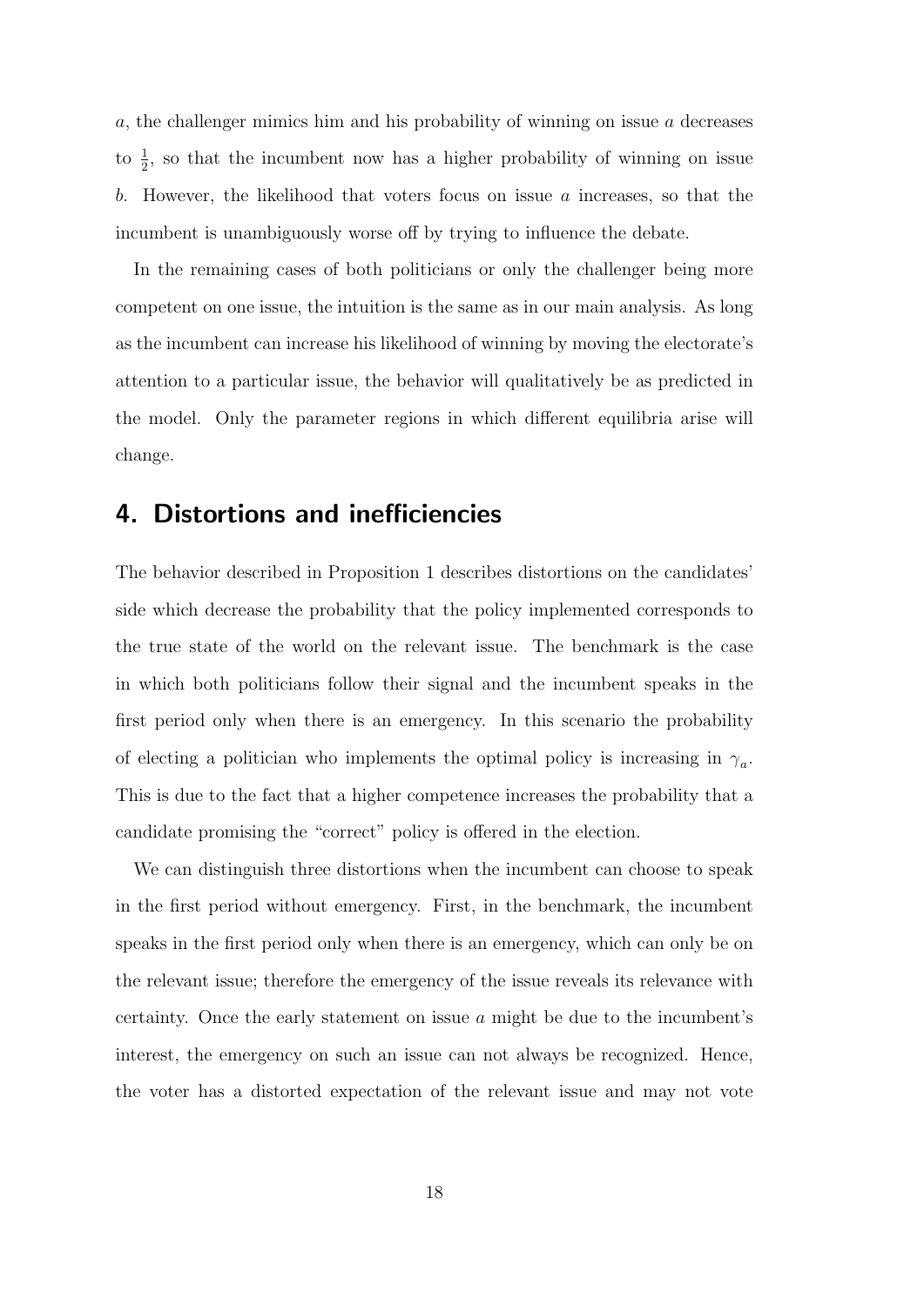$a$, the challenger mimics him and his probability of winning on issue $a$ decreases to $\frac{1}{2}$, so that the incumbent now has a higher probability of winning on issue $b$. However, the likelihood that voters focus on issue $a$ increases, so that the incumbent is unambiguously worse off by trying to influence the debate.

In the remaining cases of both politicians or only the challenger being more competent on one issue, the intuition is the same as in our main analysis. As long as the incumbent can increase his likelihood of winning by moving the electorate's attention to a particular issue, the behavior will qualitatively be as predicted in the model. Only the parameter regions in which different equilibria arise will change.

## 4. Distortions and inefficiencies

The behavior described in Proposition 1 describes distortions on the candidates' side which decrease the probability that the policy implemented corresponds to the true state of the world on the relevant issue. The benchmark is the case in which both politicians follow their signal and the incumbent speaks in the first period only when there is an emergency. In this scenario the probability of electing a politician who implements the optimal policy is increasing in $\gamma_a$. This is due to the fact that a higher competence increases the probability that a candidate promising the "correct" policy is offered in the election.

We can distinguish three distortions when the incumbent can choose to speak in the first period without emergency. First, in the benchmark, the incumbent speaks in the first period only when there is an emergency, which can only be on the relevant issue; therefore the emergency of the issue reveals its relevance with certainty. Once the early statement on issue $a$ might be due to the incumbent's interest, the emergency on such an issue can not always be recognized. Hence, the voter has a distorted expectation of the relevant issue and may not vote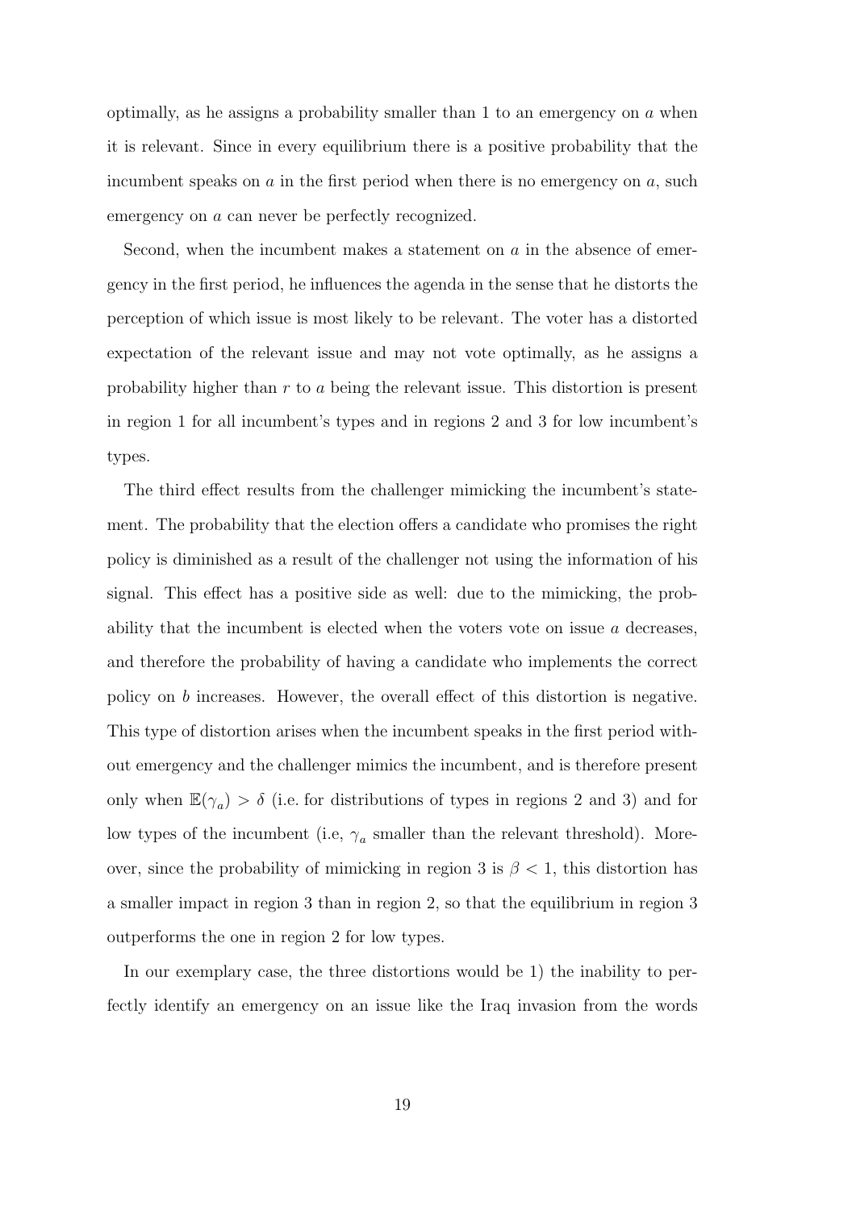optimally, as he assigns a probability smaller than 1 to an emergency on $a$ when it is relevant. Since in every equilibrium there is a positive probability that the incumbent speaks on $a$ in the first period when there is no emergency on $a$, such emergency on $a$ can never be perfectly recognized.

Second, when the incumbent makes a statement on $a$ in the absence of emergency in the first period, he influences the agenda in the sense that he distorts the perception of which issue is most likely to be relevant. The voter has a distorted expectation of the relevant issue and may not vote optimally, as he assigns a probability higher than $r$ to $a$ being the relevant issue. This distortion is present in region 1 for all incumbent's types and in regions 2 and 3 for low incumbent's types.

The third effect results from the challenger mimicking the incumbent's statement. The probability that the election offers a candidate who promises the right policy is diminished as a result of the challenger not using the information of his signal. This effect has a positive side as well: due to the mimicking, the probability that the incumbent is elected when the voters vote on issue $a$ decreases, and therefore the probability of having a candidate who implements the correct policy on $b$ increases. However, the overall effect of this distortion is negative. This type of distortion arises when the incumbent speaks in the first period without emergency and the challenger mimics the incumbent, and is therefore present only when $\mathbb{E}(\gamma_a) > \delta$ (i.e. for distributions of types in regions 2 and 3) and for low types of the incumbent (i.e, $\gamma_a$ smaller than the relevant threshold). Moreover, since the probability of mimicking in region 3 is $\beta < 1$, this distortion has a smaller impact in region 3 than in region 2, so that the equilibrium in region 3 outperforms the one in region 2 for low types.

In our exemplary case, the three distortions would be 1) the inability to perfectly identify an emergency on an issue like the Iraq invasion from the words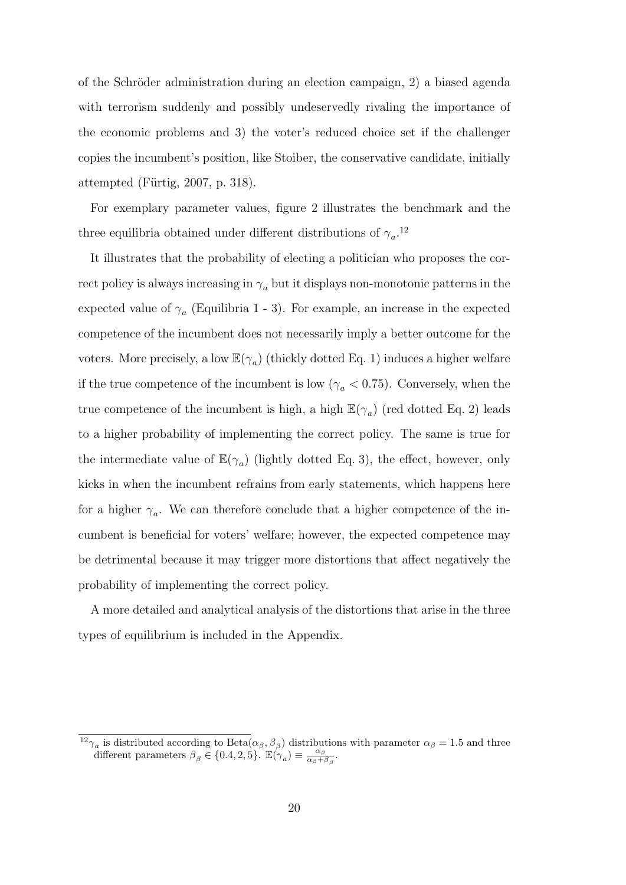of the Schröder administration during an election campaign, 2) a biased agenda with terrorism suddenly and possibly undeservedly rivaling the importance of the economic problems and 3) the voter's reduced choice set if the challenger copies the incumbent's position, like Stoiber, the conservative candidate, initially attempted (Fürtig, 2007, p. 318).

For exemplary parameter values, figure 2 illustrates the benchmark and the three equilibria obtained under different distributions of $\gamma_a$.[12]

It illustrates that the probability of electing a politician who proposes the correct policy is always increasing in $\gamma_a$ but it displays non-monotonic patterns in the expected value of $\gamma_a$ (Equilibria 1 - 3). For example, an increase in the expected competence of the incumbent does not necessarily imply a better outcome for the voters. More precisely, a low $\mathbb{E}(\gamma_a)$ (thickly dotted Eq. 1) induces a higher welfare if the true competence of the incumbent is low ($\gamma_a < 0.75$). Conversely, when the true competence of the incumbent is high, a high $\mathbb{E}(\gamma_a)$ (red dotted Eq. 2) leads to a higher probability of implementing the correct policy. The same is true for the intermediate value of $\mathbb{E}(\gamma_a)$ (lightly dotted Eq. 3), the effect, however, only kicks in when the incumbent refrains from early statements, which happens here for a higher $\gamma_a$. We can therefore conclude that a higher competence of the incumbent is beneficial for voters' welfare; however, the expected competence may be detrimental because it may trigger more distortions that affect negatively the probability of implementing the correct policy.

A more detailed and analytical analysis of the distortions that arise in the three types of equilibrium is included in the Appendix.

---

[12] $\gamma_a$ is distributed according to Beta$(\alpha_\beta, \beta_\beta)$ distributions with parameter $\alpha_\beta = 1.5$ and three different parameters $\beta_\beta \in \{0.4, 2, 5\}$. $\mathbb{E}(\gamma_a) \equiv \frac{\alpha_\beta}{\alpha_\beta + \beta_\beta}$.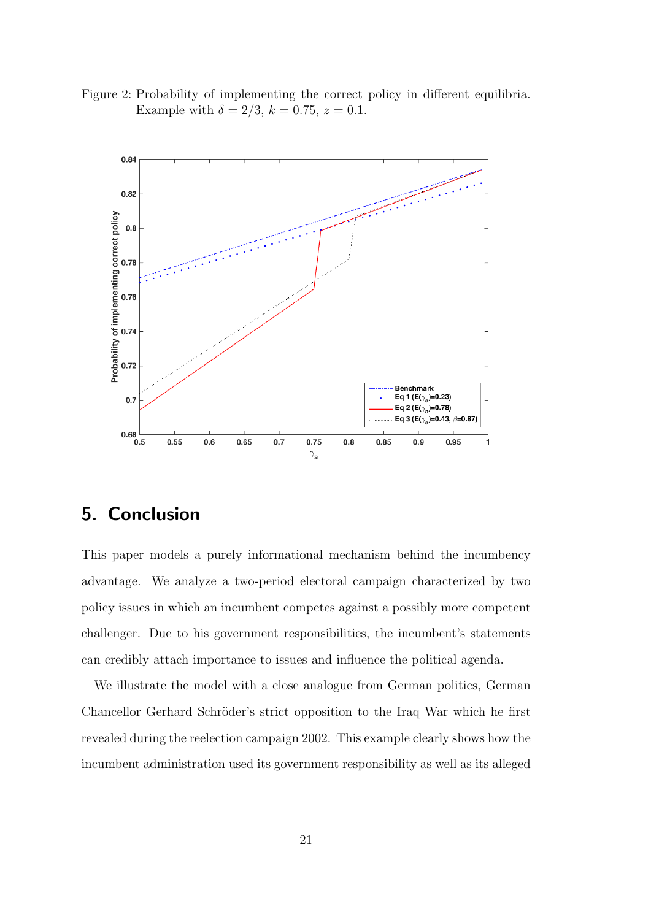Figure 2: Probability of implementing the correct policy in different equilibria. Example with $\delta = 2/3$, $k = 0.75$, $z = 0.1$.

## 5. Conclusion

This paper models a purely informational mechanism behind the incumbency advantage. We analyze a two-period electoral campaign characterized by two policy issues in which an incumbent competes against a possibly more competent challenger. Due to his government responsibilities, the incumbent's statements can credibly attach importance to issues and influence the political agenda.

We illustrate the model with a close analogue from German politics, German Chancellor Gerhard Schröder's strict opposition to the Iraq War which he first revealed during the reelection campaign 2002. This example clearly shows how the incumbent administration used its government responsibility as well as its alleged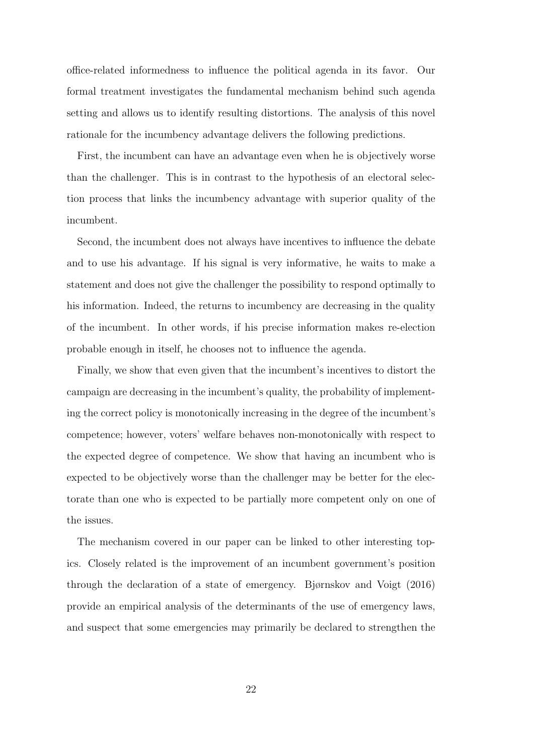office-related informedness to influence the political agenda in its favor. Our formal treatment investigates the fundamental mechanism behind such agenda setting and allows us to identify resulting distortions. The analysis of this novel rationale for the incumbency advantage delivers the following predictions.

First, the incumbent can have an advantage even when he is objectively worse than the challenger. This is in contrast to the hypothesis of an electoral selection process that links the incumbency advantage with superior quality of the incumbent.

Second, the incumbent does not always have incentives to influence the debate and to use his advantage. If his signal is very informative, he waits to make a statement and does not give the challenger the possibility to respond optimally to his information. Indeed, the returns to incumbency are decreasing in the quality of the incumbent. In other words, if his precise information makes re-election probable enough in itself, he chooses not to influence the agenda.

Finally, we show that even given that the incumbent's incentives to distort the campaign are decreasing in the incumbent's quality, the probability of implementing the correct policy is monotonically increasing in the degree of the incumbent's competence; however, voters' welfare behaves non-monotonically with respect to the expected degree of competence. We show that having an incumbent who is expected to be objectively worse than the challenger may be better for the electorate than one who is expected to be partially more competent only on one of the issues.

The mechanism covered in our paper can be linked to other interesting topics. Closely related is the improvement of an incumbent government's position through the declaration of a state of emergency. Bjørnskov and Voigt (2016) provide an empirical analysis of the determinants of the use of emergency laws, and suspect that some emergencies may primarily be declared to strengthen the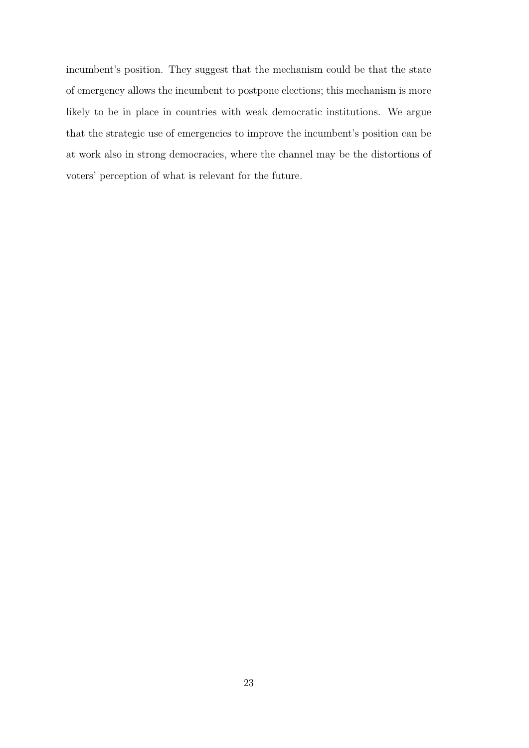incumbent's position. They suggest that the mechanism could be that the state of emergency allows the incumbent to postpone elections; this mechanism is more likely to be in place in countries with weak democratic institutions. We argue that the strategic use of emergencies to improve the incumbent's position can be at work also in strong democracies, where the channel may be the distortions of voters' perception of what is relevant for the future.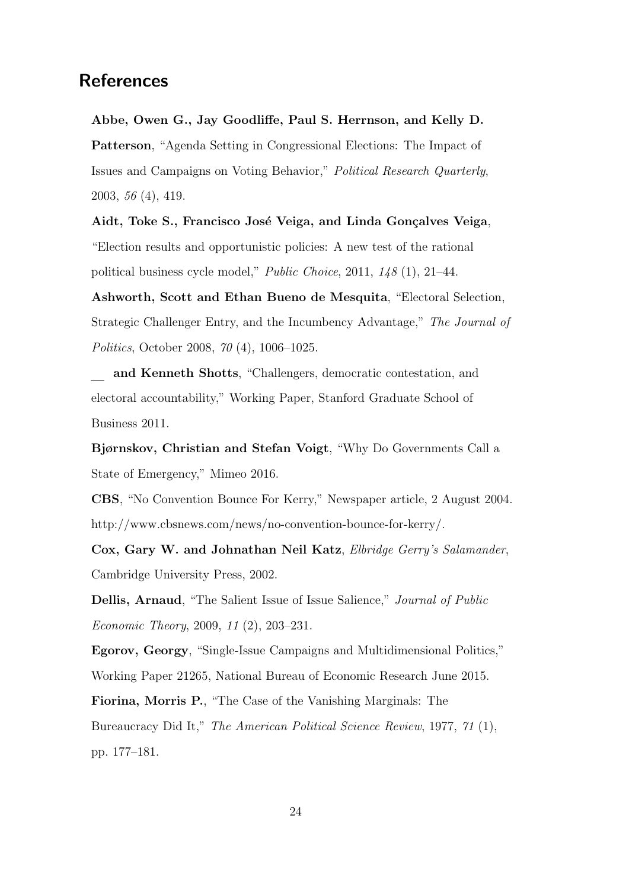## References

**Abbe, Owen G., Jay Goodliffe, Paul S. Herrnson, and Kelly D. Patterson**, "Agenda Setting in Congressional Elections: The Impact of Issues and Campaigns on Voting Behavior," *Political Research Quarterly*, 2003, *56* (4), 419.

**Aidt, Toke S., Francisco José Veiga, and Linda Gonçalves Veiga**, "Election results and opportunistic policies: A new test of the rational political business cycle model," *Public Choice*, 2011, *148* (1), 21–44.

**Ashworth, Scott and Ethan Bueno de Mesquita**, "Electoral Selection, Strategic Challenger Entry, and the Incumbency Advantage," *The Journal of Politics*, October 2008, *70* (4), 1006–1025.

__ **and Kenneth Shotts**, "Challengers, democratic contestation, and electoral accountability," Working Paper, Stanford Graduate School of Business 2011.

**Bjørnskov, Christian and Stefan Voigt**, "Why Do Governments Call a State of Emergency," Mimeo 2016.

**CBS**, "No Convention Bounce For Kerry," Newspaper article, 2 August 2004. http://www.cbsnews.com/news/no-convention-bounce-for-kerry/.

**Cox, Gary W. and Johnathan Neil Katz**, *Elbridge Gerry's Salamander*, Cambridge University Press, 2002.

**Dellis, Arnaud**, "The Salient Issue of Issue Salience," *Journal of Public Economic Theory*, 2009, *11* (2), 203–231.

**Egorov, Georgy**, "Single-Issue Campaigns and Multidimensional Politics," Working Paper 21265, National Bureau of Economic Research June 2015.

**Fiorina, Morris P.**, "The Case of the Vanishing Marginals: The Bureaucracy Did It," *The American Political Science Review*, 1977, *71* (1), pp. 177–181.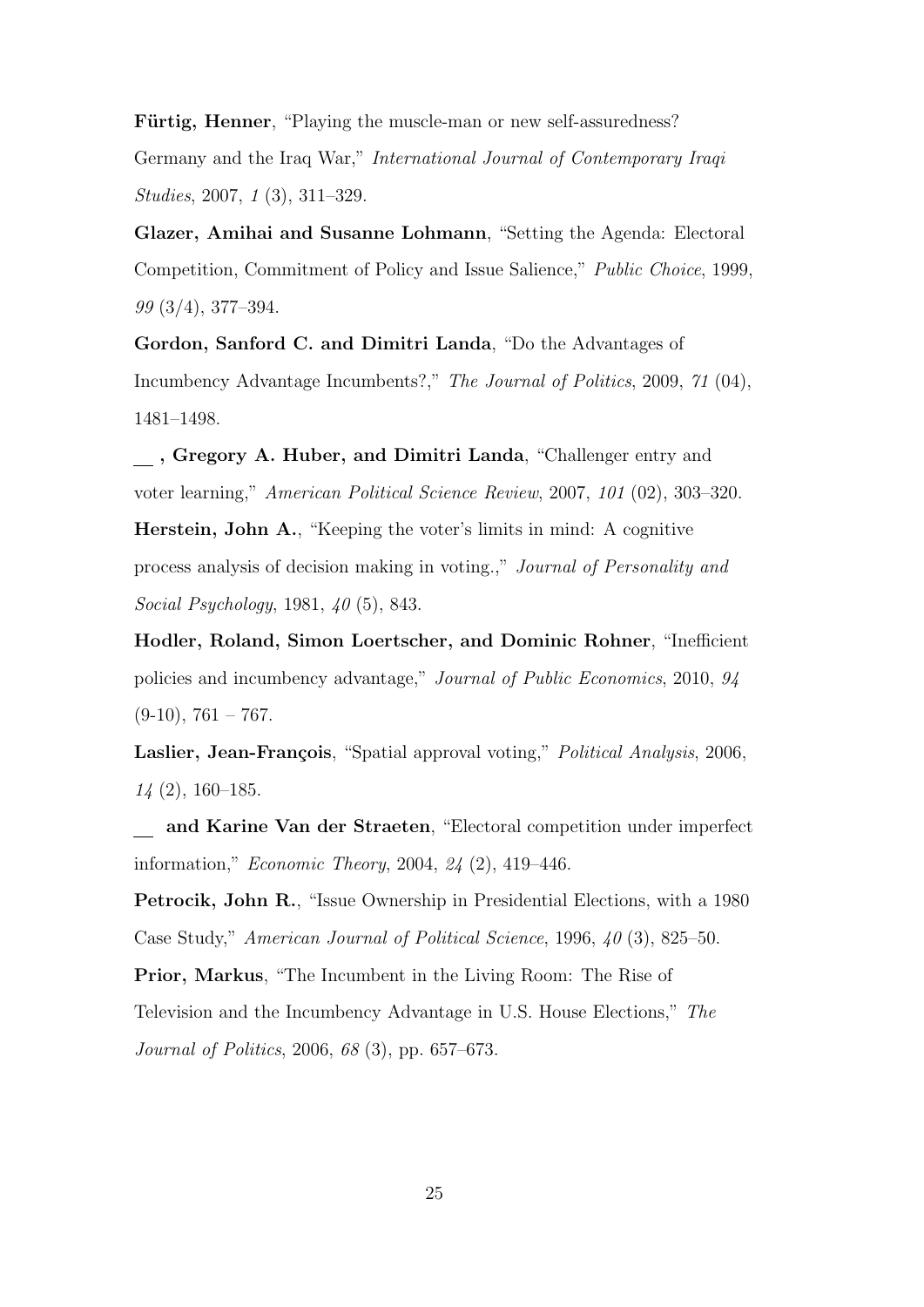**Fürtig, Henner**, "Playing the muscle-man or new self-assuredness? Germany and the Iraq War," *International Journal of Contemporary Iraqi Studies*, 2007, *1* (3), 311–329.

**Glazer, Amihai and Susanne Lohmann**, "Setting the Agenda: Electoral Competition, Commitment of Policy and Issue Salience," *Public Choice*, 1999, *99* (3/4), 377–394.

**Gordon, Sanford C. and Dimitri Landa**, "Do the Advantages of Incumbency Advantage Incumbents?," *The Journal of Politics*, 2009, *71* (04), 1481–1498.

**\_\_ , Gregory A. Huber, and Dimitri Landa**, "Challenger entry and voter learning," *American Political Science Review*, 2007, *101* (02), 303–320.

**Herstein, John A.**, "Keeping the voter's limits in mind: A cognitive process analysis of decision making in voting.," *Journal of Personality and Social Psychology*, 1981, *40* (5), 843.

**Hodler, Roland, Simon Loertscher, and Dominic Rohner**, "Inefficient policies and incumbency advantage," *Journal of Public Economics*, 2010, *94* (9-10), 761 – 767.

**Laslier, Jean-François**, "Spatial approval voting," *Political Analysis*, 2006, *14* (2), 160–185.

**\_\_ and Karine Van der Straeten**, "Electoral competition under imperfect information," *Economic Theory*, 2004, *24* (2), 419–446.

**Petrocik, John R.**, "Issue Ownership in Presidential Elections, with a 1980 Case Study," *American Journal of Political Science*, 1996, *40* (3), 825–50.

**Prior, Markus**, "The Incumbent in the Living Room: The Rise of Television and the Incumbency Advantage in U.S. House Elections," *The Journal of Politics*, 2006, *68* (3), pp. 657–673.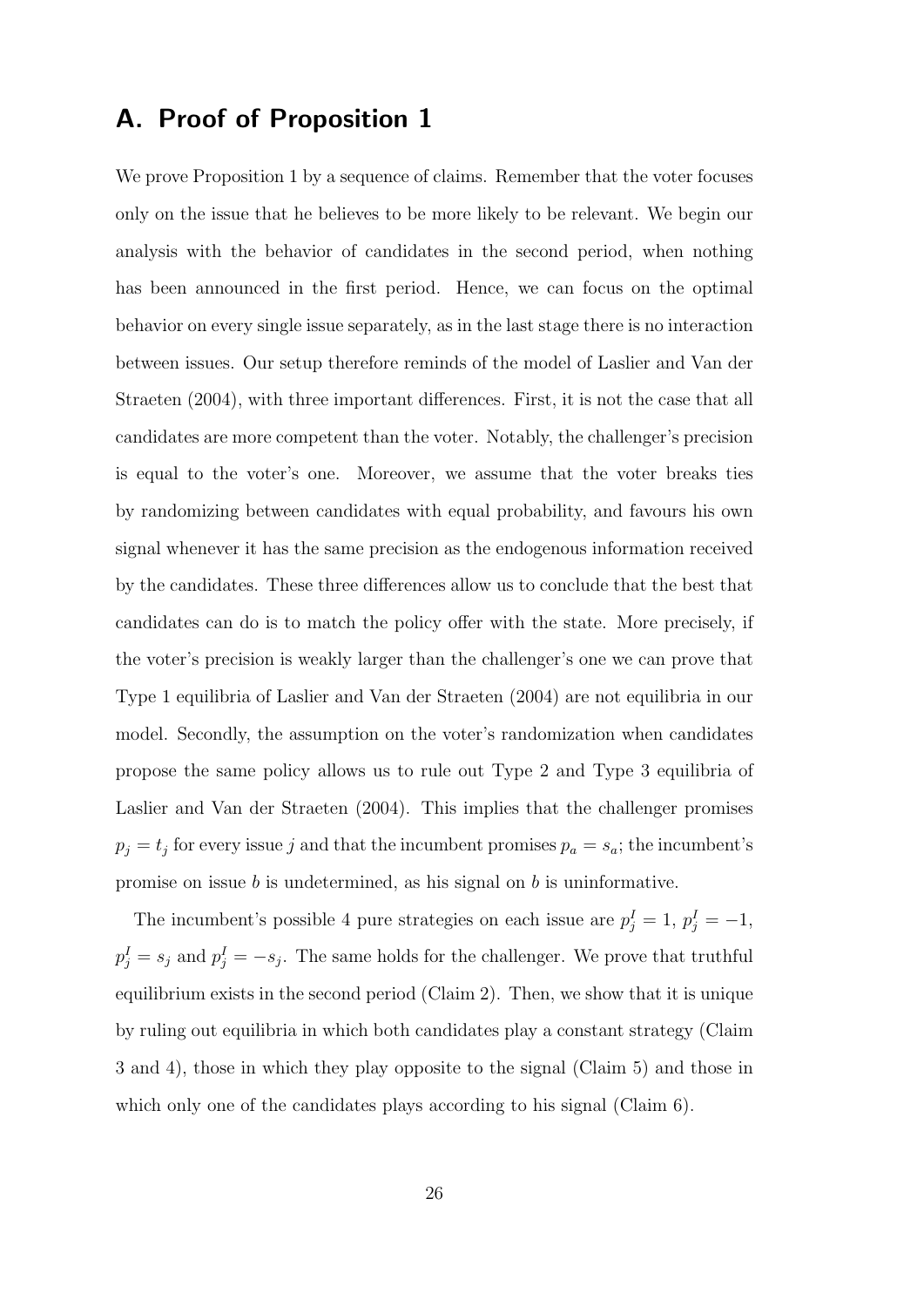## A. Proof of Proposition 1

We prove Proposition 1 by a sequence of claims. Remember that the voter focuses only on the issue that he believes to be more likely to be relevant. We begin our analysis with the behavior of candidates in the second period, when nothing has been announced in the first period. Hence, we can focus on the optimal behavior on every single issue separately, as in the last stage there is no interaction between issues. Our setup therefore reminds of the model of Laslier and Van der Straeten (2004), with three important differences. First, it is not the case that all candidates are more competent than the voter. Notably, the challenger's precision is equal to the voter's one. Moreover, we assume that the voter breaks ties by randomizing between candidates with equal probability, and favours his own signal whenever it has the same precision as the endogenous information received by the candidates. These three differences allow us to conclude that the best that candidates can do is to match the policy offer with the state. More precisely, if the voter's precision is weakly larger than the challenger's one we can prove that Type 1 equilibria of Laslier and Van der Straeten (2004) are not equilibria in our model. Secondly, the assumption on the voter's randomization when candidates propose the same policy allows us to rule out Type 2 and Type 3 equilibria of Laslier and Van der Straeten (2004). This implies that the challenger promises $p_j = t_j$ for every issue $j$ and that the incumbent promises $p_a = s_a$; the incumbent's promise on issue $b$ is undetermined, as his signal on $b$ is uninformative.

The incumbent's possible 4 pure strategies on each issue are $p^I_j = 1$, $p^I_j = -1$, $p^I_j = s_j$ and $p^I_j = -s_j$. The same holds for the challenger. We prove that truthful equilibrium exists in the second period (Claim 2). Then, we show that it is unique by ruling out equilibria in which both candidates play a constant strategy (Claim 3 and 4), those in which they play opposite to the signal (Claim 5) and those in which only one of the candidates plays according to his signal (Claim 6).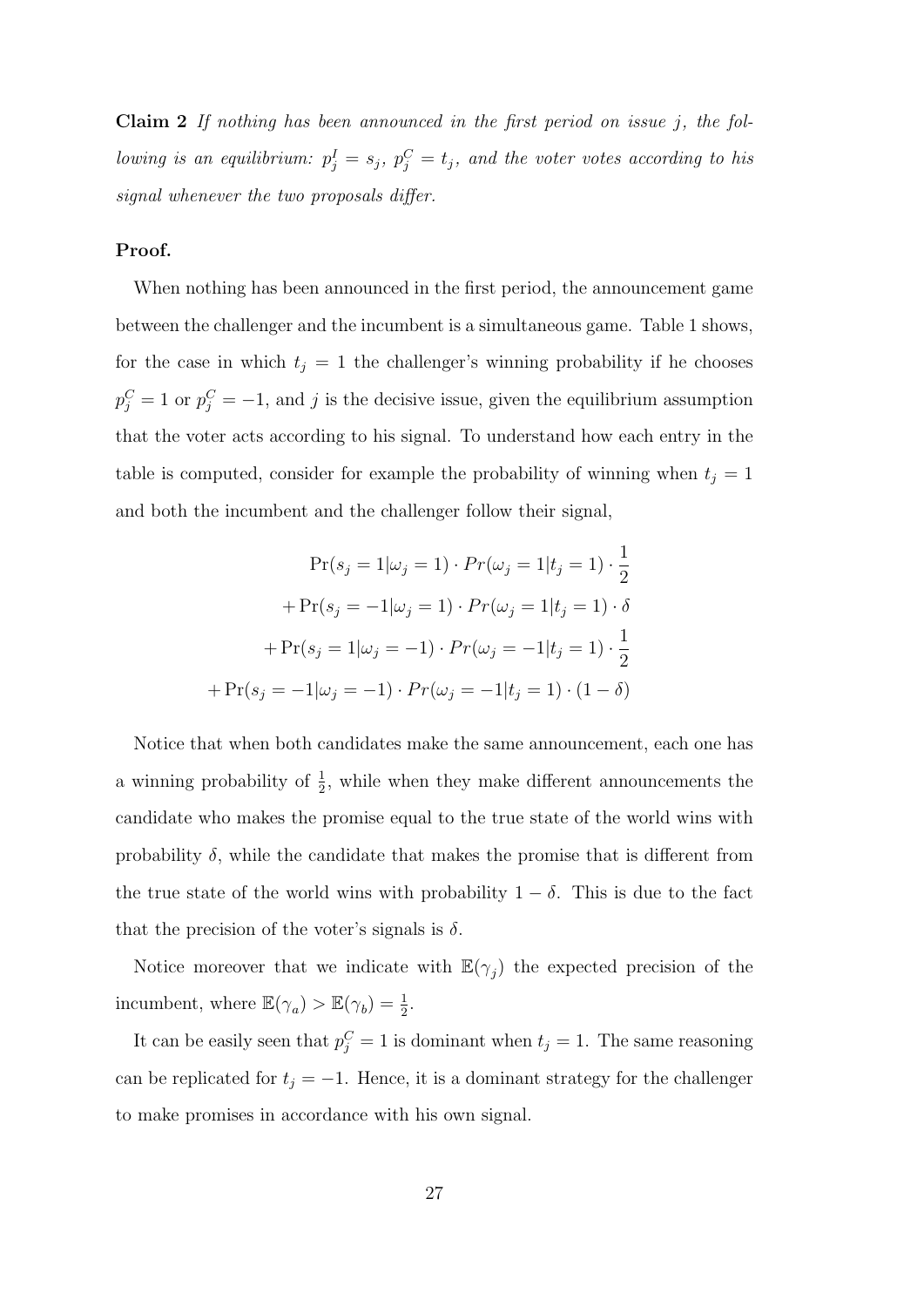**Claim 2** *If nothing has been announced in the first period on issue $j$, the following is an equilibrium: $p_j^I = s_j$, $p_j^C = t_j$, and the voter votes according to his signal whenever the two proposals differ.*

**Proof.**

When nothing has been announced in the first period, the announcement game between the challenger and the incumbent is a simultaneous game. Table 1 shows, for the case in which $t_j = 1$ the challenger's winning probability if he chooses $p_j^C = 1$ or $p_j^C = -1$, and $j$ is the decisive issue, given the equilibrium assumption that the voter acts according to his signal. To understand how each entry in the table is computed, consider for example the probability of winning when $t_j = 1$ and both the incumbent and the challenger follow their signal,

$$
\begin{aligned}
\Pr(s_j = 1|\omega_j = 1) \cdot Pr(\omega_j = 1|t_j = 1) \cdot \frac{1}{2} \\
+ \Pr(s_j = -1|\omega_j = 1) \cdot Pr(\omega_j = 1|t_j = 1) \cdot \delta \\
+ \Pr(s_j = 1|\omega_j = -1) \cdot Pr(\omega_j = -1|t_j = 1) \cdot \frac{1}{2} \\
+ \Pr(s_j = -1|\omega_j = -1) \cdot Pr(\omega_j = -1|t_j = 1) \cdot (1 - \delta)
\end{aligned}
$$

Notice that when both candidates make the same announcement, each one has a winning probability of $\frac{1}{2}$, while when they make different announcements the candidate who makes the promise equal to the true state of the world wins with probability $\delta$, while the candidate that makes the promise that is different from the true state of the world wins with probability $1 - \delta$. This is due to the fact that the precision of the voter's signals is $\delta$.

Notice moreover that we indicate with $\mathbb{E}(\gamma_j)$ the expected precision of the incumbent, where $\mathbb{E}(\gamma_a) > \mathbb{E}(\gamma_b) = \frac{1}{2}$.

It can be easily seen that $p_j^C = 1$ is dominant when $t_j = 1$. The same reasoning can be replicated for $t_j = -1$. Hence, it is a dominant strategy for the challenger to make promises in accordance with his own signal.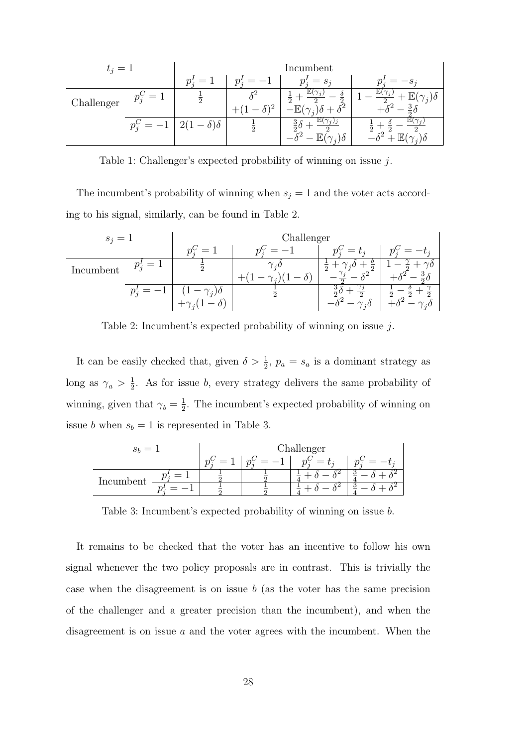| $t_j = 1$ | | Incumbent | | | |
|---|---|---|---|---|---|
| | | $p^I_j = 1$ | $p^I_j = -1$ | $p^I_j = s_j$ | $p^I_j = -s_j$ |
| Challenger | $p^C_j = 1$ | $\frac{1}{2}$ | $\delta^2$ $+(1-\delta)^2$ | $\frac{1}{2} + \frac{\mathbb{E}(\gamma_j)}{2} - \frac{\delta}{2}$ $-\mathbb{E}(\gamma_j)\delta + \delta^2$ | $1 - \frac{\mathbb{E}(\gamma_j)}{2} + \mathbb{E}(\gamma_j)\delta$ $+\delta^2 - \frac{3}{2}\delta$ |
| | $p^C_j = -1$ | $2(1-\delta)\delta$ | $\frac{1}{2}$ | $\frac{3}{2}\delta + \frac{\mathbb{E}(\gamma_j)_j}{2}$ $-\delta^2 - \mathbb{E}(\gamma_j)\delta$ | $\frac{1}{2} + \frac{\delta}{2} - \frac{\mathbb{E}(\gamma_j)}{2}$ $-\delta^2 + \mathbb{E}(\gamma_j)\delta$ |

Table 1: Challenger's expected probability of winning on issue $j$.

The incumbent's probability of winning when $s_j = 1$ and the voter acts according to his signal, similarly, can be found in Table 2.

| $s_j = 1$ | | Challenger | | | |
|---|---|---|---|---|---|
| | | $p^C_j = 1$ | $p^C_j = -1$ | $p^C_j = t_j$ | $p^C_j = -t_j$ |
| Incumbent | $p^I_j = 1$ | $\frac{1}{2}$ | $\gamma_j\delta$ $+(1-\gamma_j)(1-\delta)$ | $\frac{1}{2} + \gamma_j\delta + \frac{\delta}{2}$ $-\frac{\gamma_j}{2} - \delta^2$ | $1 - \frac{\gamma}{2} + \gamma\delta$ $+\delta^2 - \frac{3}{2}\delta$ |
| | $p^I_j = -1$ | $(1-\gamma_j)\delta$ $+\gamma_j(1-\delta)$ | $\frac{1}{2}$ | $\frac{3}{2}\delta + \frac{\gamma_j}{2}$ $-\delta^2 - \gamma_j\delta$ | $\frac{1}{2} - \frac{\delta}{2} + \frac{\gamma}{2}$ $+\delta^2 - \gamma_j\delta$ |

Table 2: Incumbent's expected probability of winning on issue $j$.

It can be easily checked that, given $\delta > \frac{1}{2}$, $p_a = s_a$ is a dominant strategy as long as $\gamma_a > \frac{1}{2}$. As for issue $b$, every strategy delivers the same probability of winning, given that $\gamma_b = \frac{1}{2}$. The incumbent's expected probability of winning on issue $b$ when $s_b = 1$ is represented in Table 3.

| $s_b = 1$ | | Challenger | | | |
|---|---|---|---|---|---|
| | | $p^C_j = 1$ | $p^C_j = -1$ | $p^C_j = t_j$ | $p^C_j = -t_j$ |
| Incumbent | $p^I_j = 1$ | $\frac{1}{2}$ | $\frac{1}{2}$ | $\frac{1}{4} + \delta - \delta^2$ | $\frac{3}{4} - \delta + \delta^2$ |
| | $p^I_j = -1$ | $\frac{1}{2}$ | $\frac{1}{2}$ | $\frac{1}{4} + \delta - \delta^2$ | $\frac{3}{4} - \delta + \delta^2$ |

Table 3: Incumbent's expected probability of winning on issue $b$.

It remains to be checked that the voter has an incentive to follow his own signal whenever the two policy proposals are in contrast. This is trivially the case when the disagreement is on issue $b$ (as the voter has the same precision of the challenger and a greater precision than the incumbent), and when the disagreement is on issue $a$ and the voter agrees with the incumbent. When the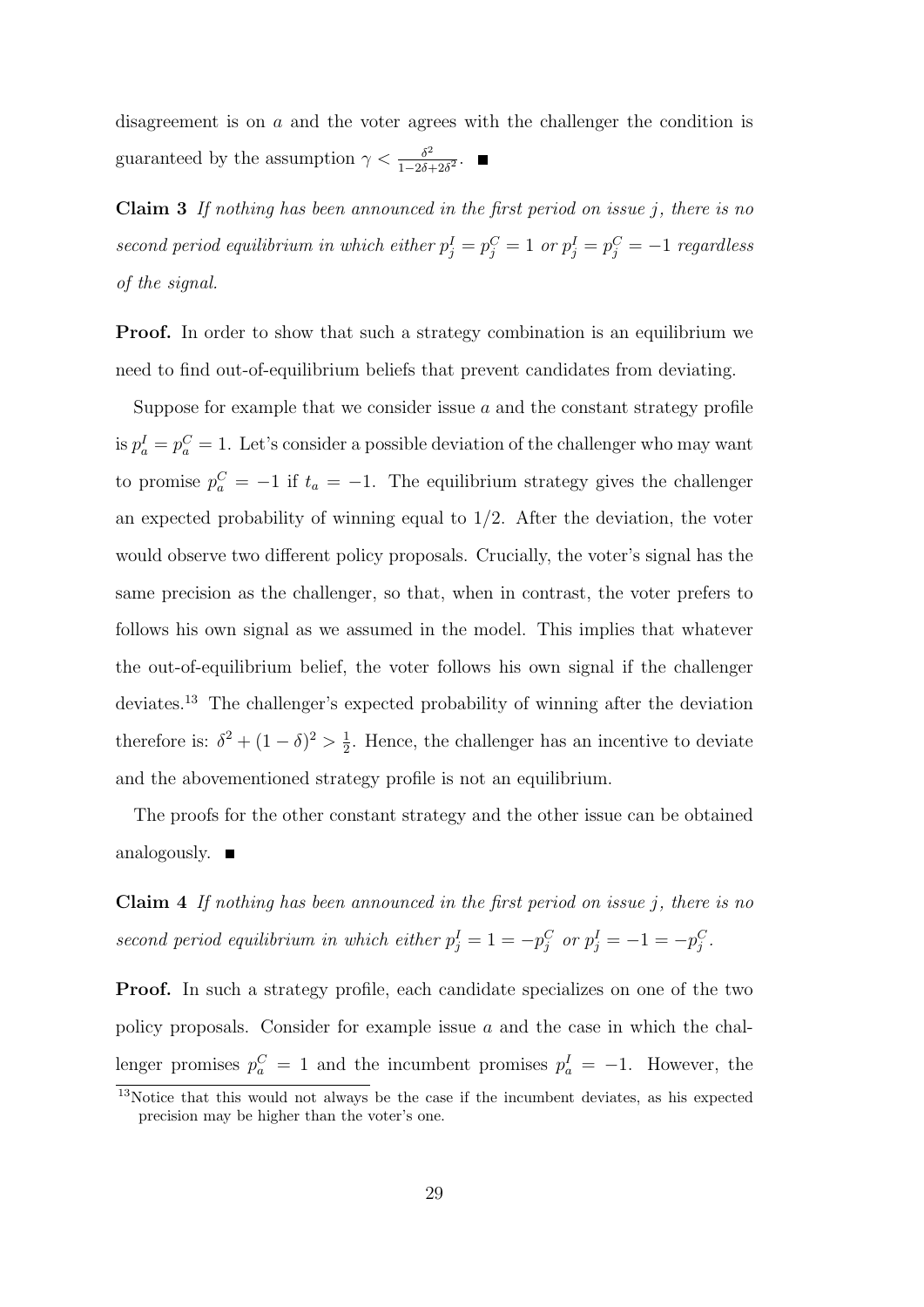disagreement is on $a$ and the voter agrees with the challenger the condition is guaranteed by the assumption $\gamma < \frac{\delta^2}{1-2\delta+2\delta^2}$. ■

**Claim 3** *If nothing has been announced in the first period on issue $j$, there is no second period equilibrium in which either $p_j^I = p_j^C = 1$ or $p_j^I = p_j^C = -1$ regardless of the signal.*

**Proof.** In order to show that such a strategy combination is an equilibrium we need to find out-of-equilibrium beliefs that prevent candidates from deviating.

Suppose for example that we consider issue $a$ and the constant strategy profile is $p_a^I = p_a^C = 1$. Let's consider a possible deviation of the challenger who may want to promise $p_a^C = -1$ if $t_a = -1$. The equilibrium strategy gives the challenger an expected probability of winning equal to 1/2. After the deviation, the voter would observe two different policy proposals. Crucially, the voter's signal has the same precision as the challenger, so that, when in contrast, the voter prefers to follows his own signal as we assumed in the model. This implies that whatever the out-of-equilibrium belief, the voter follows his own signal if the challenger deviates.[13] The challenger's expected probability of winning after the deviation therefore is: $\delta^2 + (1-\delta)^2 > \frac{1}{2}$. Hence, the challenger has an incentive to deviate and the abovementioned strategy profile is not an equilibrium.

The proofs for the other constant strategy and the other issue can be obtained analogously. ■

**Claim 4** *If nothing has been announced in the first period on issue $j$, there is no second period equilibrium in which either $p_j^I = 1 = -p_j^C$ or $p_j^I = -1 = -p_j^C$.*

**Proof.** In such a strategy profile, each candidate specializes on one of the two policy proposals. Consider for example issue $a$ and the case in which the challenger promises $p_a^C = 1$ and the incumbent promises $p_a^I = -1$. However, the

[13] Notice that this would not always be the case if the incumbent deviates, as his expected precision may be higher than the voter's one.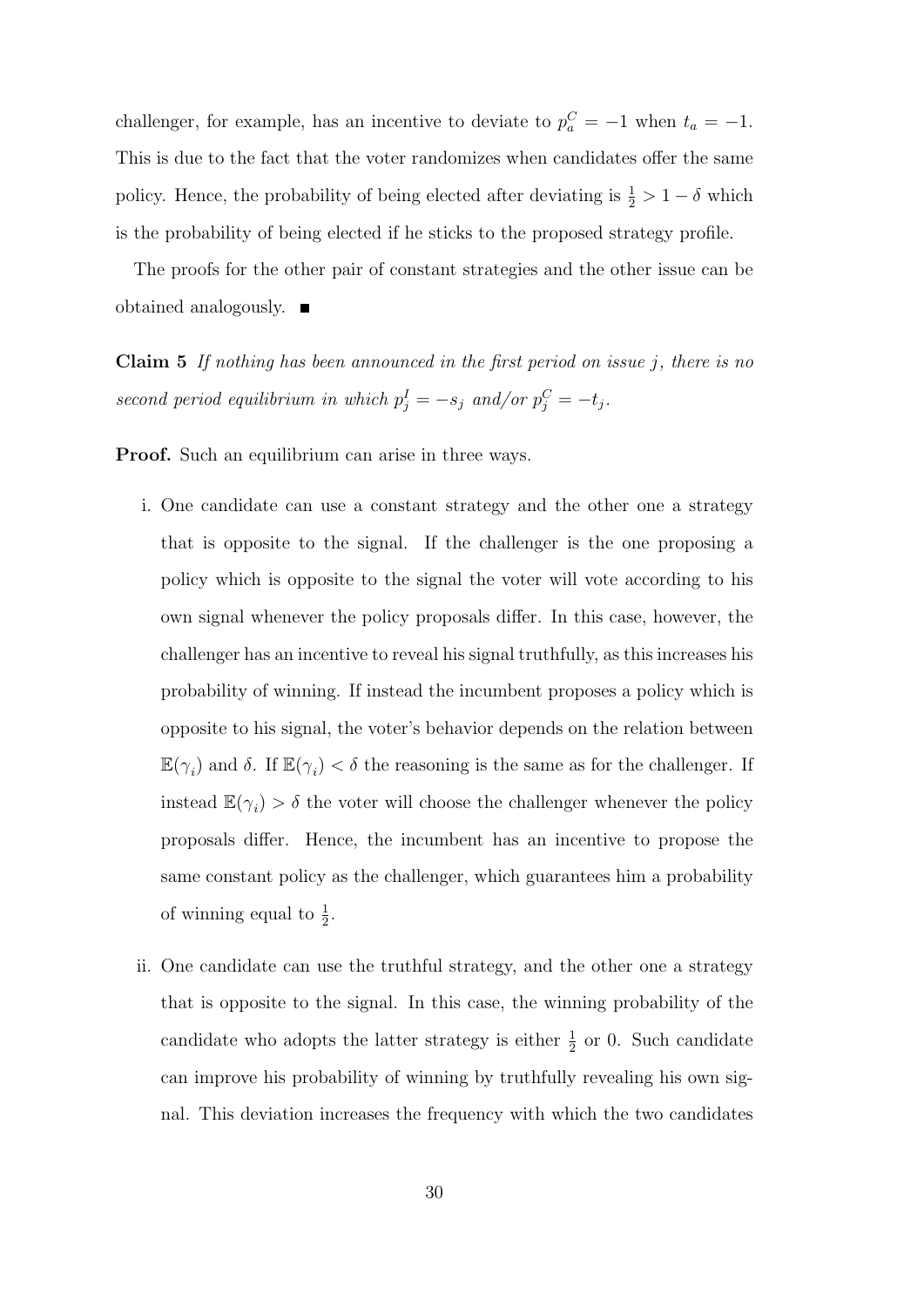challenger, for example, has an incentive to deviate to $p_a^C = -1$ when $t_a = -1$. This is due to the fact that the voter randomizes when candidates offer the same policy. Hence, the probability of being elected after deviating is $\frac{1}{2} > 1 - \delta$ which is the probability of being elected if he sticks to the proposed strategy profile.

The proofs for the other pair of constant strategies and the other issue can be obtained analogously. ■

**Claim 5** *If nothing has been announced in the first period on issue $j$, there is no second period equilibrium in which $p_j^I = -s_j$ and/or $p_j^C = -t_j$.*

**Proof.** Such an equilibrium can arise in three ways.

i. One candidate can use a constant strategy and the other one a strategy that is opposite to the signal. If the challenger is the one proposing a policy which is opposite to the signal the voter will vote according to his own signal whenever the policy proposals differ. In this case, however, the challenger has an incentive to reveal his signal truthfully, as this increases his probability of winning. If instead the incumbent proposes a policy which is opposite to his signal, the voter's behavior depends on the relation between $\mathbb{E}(\gamma_i)$ and $\delta$. If $\mathbb{E}(\gamma_i) < \delta$ the reasoning is the same as for the challenger. If instead $\mathbb{E}(\gamma_i) > \delta$ the voter will choose the challenger whenever the policy proposals differ. Hence, the incumbent has an incentive to propose the same constant policy as the challenger, which guarantees him a probability of winning equal to $\frac{1}{2}$.

ii. One candidate can use the truthful strategy, and the other one a strategy that is opposite to the signal. In this case, the winning probability of the candidate who adopts the latter strategy is either $\frac{1}{2}$ or 0. Such candidate can improve his probability of winning by truthfully revealing his own signal. This deviation increases the frequency with which the two candidates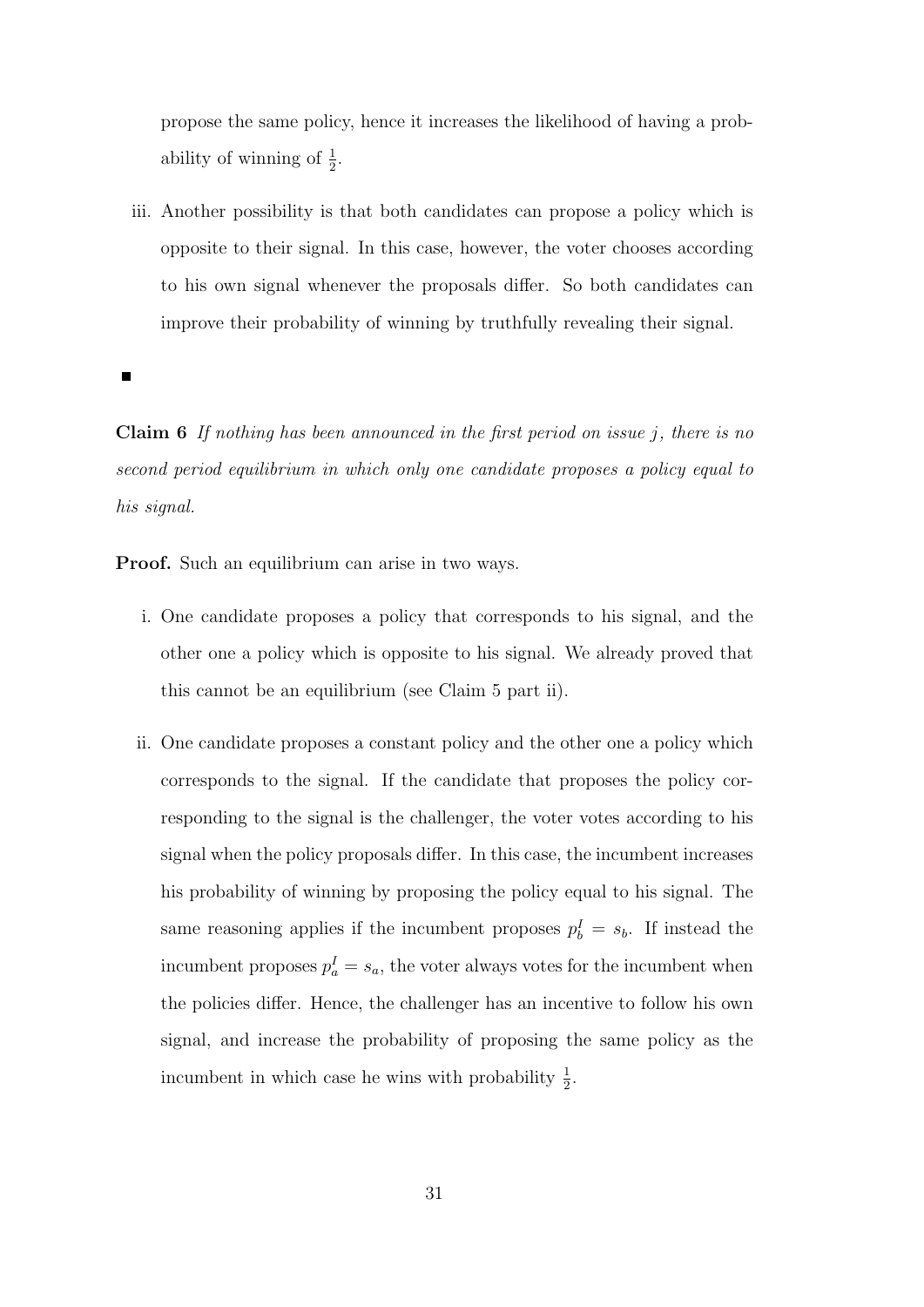propose the same policy, hence it increases the likelihood of having a probability of winning of $\frac{1}{2}$.

iii. Another possibility is that both candidates can propose a policy which is opposite to their signal. In this case, however, the voter chooses according to his own signal whenever the proposals differ. So both candidates can improve their probability of winning by truthfully revealing their signal.

■

**Claim 6** *If nothing has been announced in the first period on issue $j$, there is no second period equilibrium in which only one candidate proposes a policy equal to his signal.*

**Proof.** Such an equilibrium can arise in two ways.

i. One candidate proposes a policy that corresponds to his signal, and the other one a policy which is opposite to his signal. We already proved that this cannot be an equilibrium (see Claim 5 part ii).

ii. One candidate proposes a constant policy and the other one a policy which corresponds to the signal. If the candidate that proposes the policy corresponding to the signal is the challenger, the voter votes according to his signal when the policy proposals differ. In this case, the incumbent increases his probability of winning by proposing the policy equal to his signal. The same reasoning applies if the incumbent proposes $p_b^I = s_b$. If instead the incumbent proposes $p_a^I = s_a$, the voter always votes for the incumbent when the policies differ. Hence, the challenger has an incentive to follow his own signal, and increase the probability of proposing the same policy as the incumbent in which case he wins with probability $\frac{1}{2}$.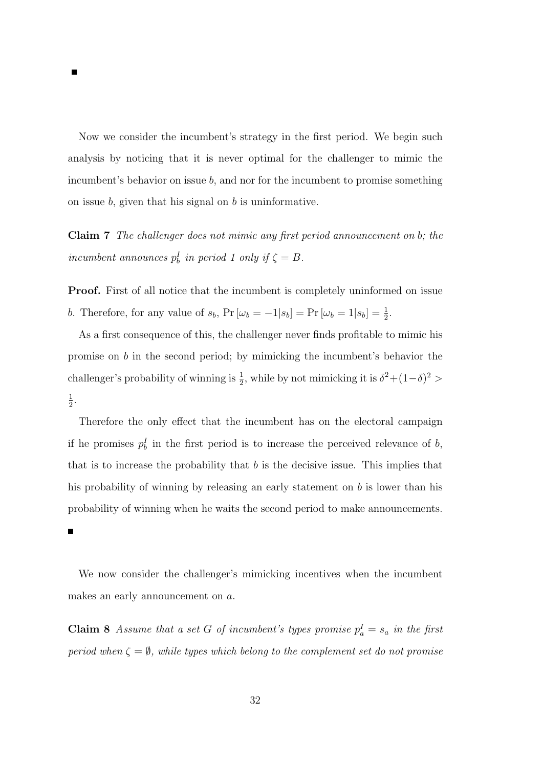■

Now we consider the incumbent's strategy in the first period. We begin such analysis by noticing that it is never optimal for the challenger to mimic the incumbent's behavior on issue $b$, and nor for the incumbent to promise something on issue $b$, given that his signal on $b$ is uninformative.

**Claim 7** *The challenger does not mimic any first period announcement on* $b$*; the incumbent announces* $p_b^I$ *in period 1 only if* $\zeta = B$.

**Proof.** First of all notice that the incumbent is completely uninformed on issue $b$. Therefore, for any value of $s_b$, $\Pr[\omega_b = -1|s_b] = \Pr[\omega_b = 1|s_b] = \frac{1}{2}$.

As a first consequence of this, the challenger never finds profitable to mimic his promise on $b$ in the second period; by mimicking the incumbent's behavior the challenger's probability of winning is $\frac{1}{2}$, while by not mimicking it is $\delta^2 + (1-\delta)^2 > \frac{1}{2}$.

Therefore the only effect that the incumbent has on the electoral campaign if he promises $p_b^I$ in the first period is to increase the perceived relevance of $b$, that is to increase the probability that $b$ is the decisive issue. This implies that his probability of winning by releasing an early statement on $b$ is lower than his probability of winning when he waits the second period to make announcements.

■

We now consider the challenger's mimicking incentives when the incumbent makes an early announcement on $a$.

**Claim 8** *Assume that a set* $G$ *of incumbent's types promise* $p_a^I = s_a$ *in the first period when* $\zeta = \emptyset$*, while types which belong to the complement set do not promise*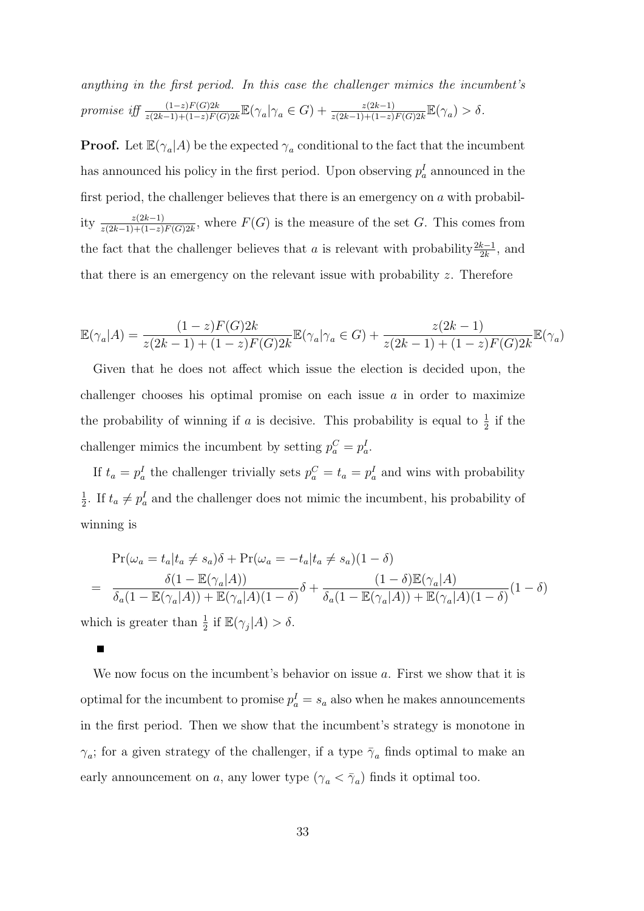*anything in the first period. In this case the challenger mimics the incumbent's promise iff* $\frac{(1-z)F(G)2k}{z(2k-1)+(1-z)F(G)2k}\mathbb{E}(\gamma_a|\gamma_a \in G) + \frac{z(2k-1)}{z(2k-1)+(1-z)F(G)2k}\mathbb{E}(\gamma_a) > \delta$.

**Proof.** Let $\mathbb{E}(\gamma_a|A)$ be the expected $\gamma_a$ conditional to the fact that the incumbent has announced his policy in the first period. Upon observing $p_a^I$ announced in the first period, the challenger believes that there is an emergency on $a$ with probability $\frac{z(2k-1)}{z(2k-1)+(1-z)F(G)2k}$, where $F(G)$ is the measure of the set $G$. This comes from the fact that the challenger believes that $a$ is relevant with probability $\frac{2k-1}{2k}$, and that there is an emergency on the relevant issue with probability $z$. Therefore

$$\mathbb{E}(\gamma_a|A) = \frac{(1-z)F(G)2k}{z(2k-1)+(1-z)F(G)2k}\mathbb{E}(\gamma_a|\gamma_a \in G) + \frac{z(2k-1)}{z(2k-1)+(1-z)F(G)2k}\mathbb{E}(\gamma_a)$$

Given that he does not affect which issue the election is decided upon, the challenger chooses his optimal promise on each issue $a$ in order to maximize the probability of winning if $a$ is decisive. This probability is equal to $\frac{1}{2}$ if the challenger mimics the incumbent by setting $p_a^C = p_a^I$.

If $t_a = p_a^I$ the challenger trivially sets $p_a^C = t_a = p_a^I$ and wins with probability $\frac{1}{2}$. If $t_a \neq p_a^I$ and the challenger does not mimic the incumbent, his probability of winning is

$$\begin{aligned}
& \Pr(\omega_a = t_a|t_a \neq s_a)\delta + \Pr(\omega_a = -t_a|t_a \neq s_a)(1-\delta) \\
= \; & \frac{\delta(1-\mathbb{E}(\gamma_a|A))}{\delta_a(1-\mathbb{E}(\gamma_a|A)) + \mathbb{E}(\gamma_a|A)(1-\delta)}\delta + \frac{(1-\delta)\mathbb{E}(\gamma_a|A)}{\delta_a(1-\mathbb{E}(\gamma_a|A)) + \mathbb{E}(\gamma_a|A)(1-\delta)}(1-\delta)
\end{aligned}$$

which is greater than $\frac{1}{2}$ if $\mathbb{E}(\gamma_j|A) > \delta$.

■

We now focus on the incumbent's behavior on issue $a$. First we show that it is optimal for the incumbent to promise $p_a^I = s_a$ also when he makes announcements in the first period. Then we show that the incumbent's strategy is monotone in $\gamma_a$; for a given strategy of the challenger, if a type $\bar{\gamma}_a$ finds optimal to make an early announcement on $a$, any lower type ($\gamma_a < \bar{\gamma}_a$) finds it optimal too.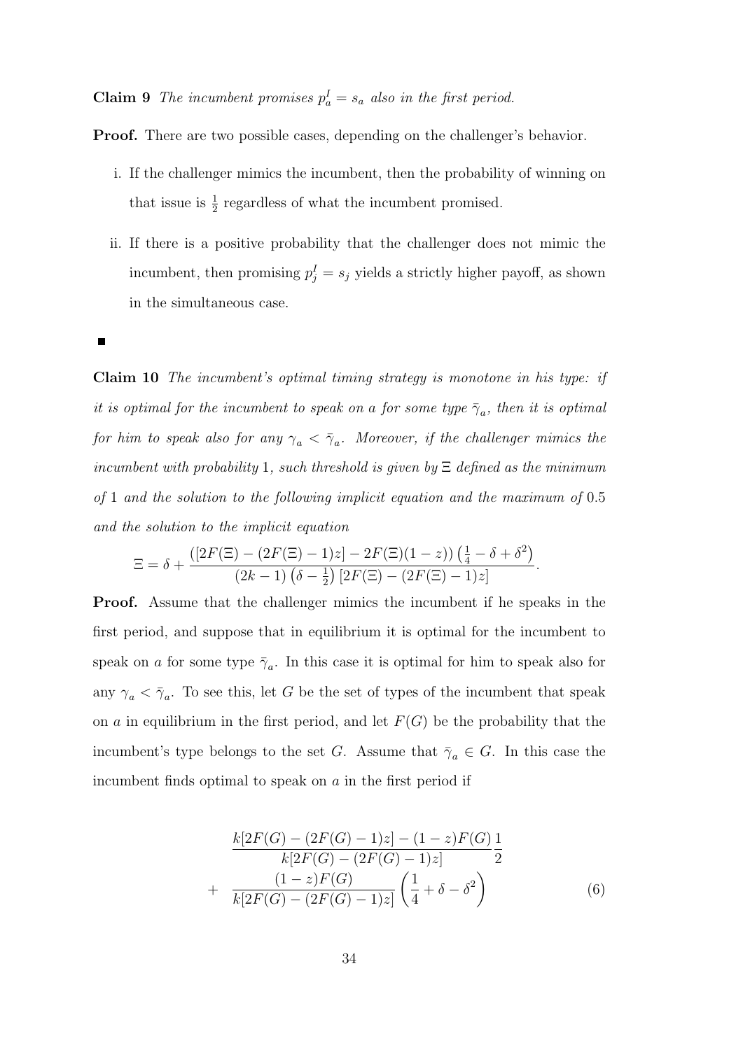**Claim 9** *The incumbent promises $p_a^I = s_a$ also in the first period.*

**Proof.** There are two possible cases, depending on the challenger's behavior.

i. If the challenger mimics the incumbent, then the probability of winning on that issue is $\frac{1}{2}$ regardless of what the incumbent promised.

ii. If there is a positive probability that the challenger does not mimic the incumbent, then promising $p_j^I = s_j$ yields a strictly higher payoff, as shown in the simultaneous case.

■

**Claim 10** *The incumbent's optimal timing strategy is monotone in his type: if it is optimal for the incumbent to speak on $a$ for some type $\bar{\gamma}_a$, then it is optimal for him to speak also for any $\gamma_a < \bar{\gamma}_a$. Moreover, if the challenger mimics the incumbent with probability 1, such threshold is given by $\Xi$ defined as the minimum of 1 and the solution to the following implicit equation and the maximum of 0.5 and the solution to the implicit equation*

$$\Xi = \delta + \frac{\left([2F(\Xi) - (2F(\Xi) - 1)z] - 2F(\Xi)(1 - z)\right)\left(\frac{1}{4} - \delta + \delta^2\right)}{(2k - 1)\left(\delta - \frac{1}{2}\right)[2F(\Xi) - (2F(\Xi) - 1)z]}.$$

**Proof.** Assume that the challenger mimics the incumbent if he speaks in the first period, and suppose that in equilibrium it is optimal for the incumbent to speak on $a$ for some type $\bar{\gamma}_a$. In this case it is optimal for him to speak also for any $\gamma_a < \bar{\gamma}_a$. To see this, let $G$ be the set of types of the incumbent that speak on $a$ in equilibrium in the first period, and let $F(G)$ be the probability that the incumbent's type belongs to the set $G$. Assume that $\bar{\gamma}_a \in G$. In this case the incumbent finds optimal to speak on $a$ in the first period if

$$\begin{aligned} & \frac{k[2F(G) - (2F(G) - 1)z] - (1 - z)F(G)}{k[2F(G) - (2F(G) - 1)z]}\frac{1}{2} \\ + \quad & \frac{(1 - z)F(G)}{k[2F(G) - (2F(G) - 1)z]}\left(\frac{1}{4} + \delta - \delta^2\right) \end{aligned} \tag{6}$$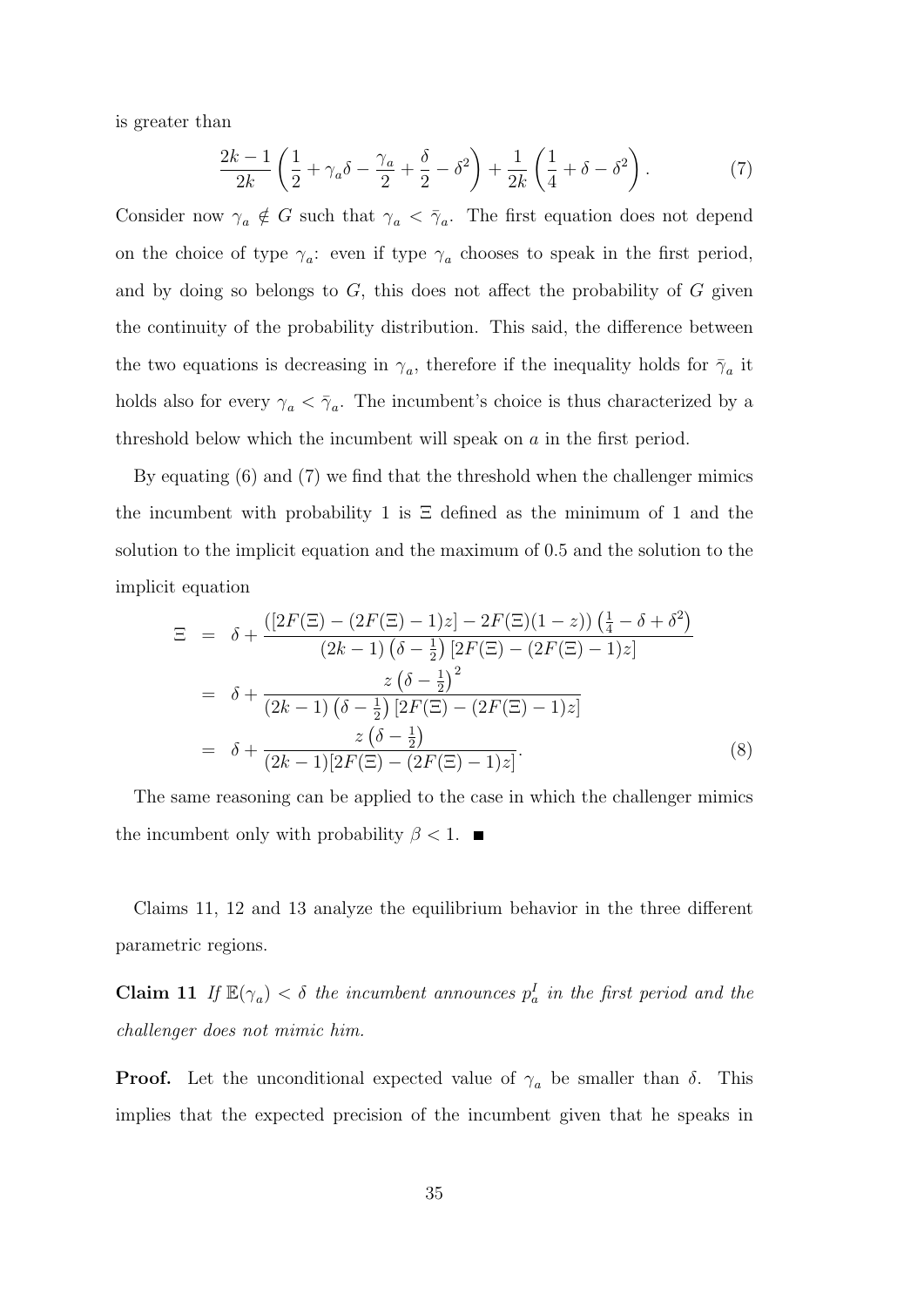is greater than

$$\frac{2k-1}{2k}\left(\frac{1}{2}+\gamma_a\delta-\frac{\gamma_a}{2}+\frac{\delta}{2}-\delta^2\right)+\frac{1}{2k}\left(\frac{1}{4}+\delta-\delta^2\right). \tag{7}$$

Consider now $\gamma_a \notin G$ such that $\gamma_a < \bar{\gamma}_a$. The first equation does not depend on the choice of type $\gamma_a$: even if type $\gamma_a$ chooses to speak in the first period, and by doing so belongs to $G$, this does not affect the probability of $G$ given the continuity of the probability distribution. This said, the difference between the two equations is decreasing in $\gamma_a$, therefore if the inequality holds for $\bar{\gamma}_a$ it holds also for every $\gamma_a < \bar{\gamma}_a$. The incumbent's choice is thus characterized by a threshold below which the incumbent will speak on $a$ in the first period.

By equating (6) and (7) we find that the threshold when the challenger mimics the incumbent with probability 1 is $\Xi$ defined as the minimum of 1 and the solution to the implicit equation and the maximum of 0.5 and the solution to the implicit equation

$$\begin{aligned}
\Xi &= \delta+\frac{\left([2F(\Xi)-(2F(\Xi)-1)z]-2F(\Xi)(1-z)\right)\left(\frac{1}{4}-\delta+\delta^2\right)}{(2k-1)\left(\delta-\frac{1}{2}\right)[2F(\Xi)-(2F(\Xi)-1)z]} \\
&= \delta+\frac{z\left(\delta-\frac{1}{2}\right)^2}{(2k-1)\left(\delta-\frac{1}{2}\right)[2F(\Xi)-(2F(\Xi)-1)z]} \\
&= \delta+\frac{z\left(\delta-\frac{1}{2}\right)}{(2k-1)[2F(\Xi)-(2F(\Xi)-1)z]}. \qquad (8)
\end{aligned}$$

The same reasoning can be applied to the case in which the challenger mimics the incumbent only with probability $\beta < 1$. ■

Claims 11, 12 and 13 analyze the equilibrium behavior in the three different parametric regions.

**Claim 11** *If $\mathbb{E}(\gamma_a) < \delta$ the incumbent announces $p_a^I$ in the first period and the challenger does not mimic him.*

**Proof.** Let the unconditional expected value of $\gamma_a$ be smaller than $\delta$. This implies that the expected precision of the incumbent given that he speaks in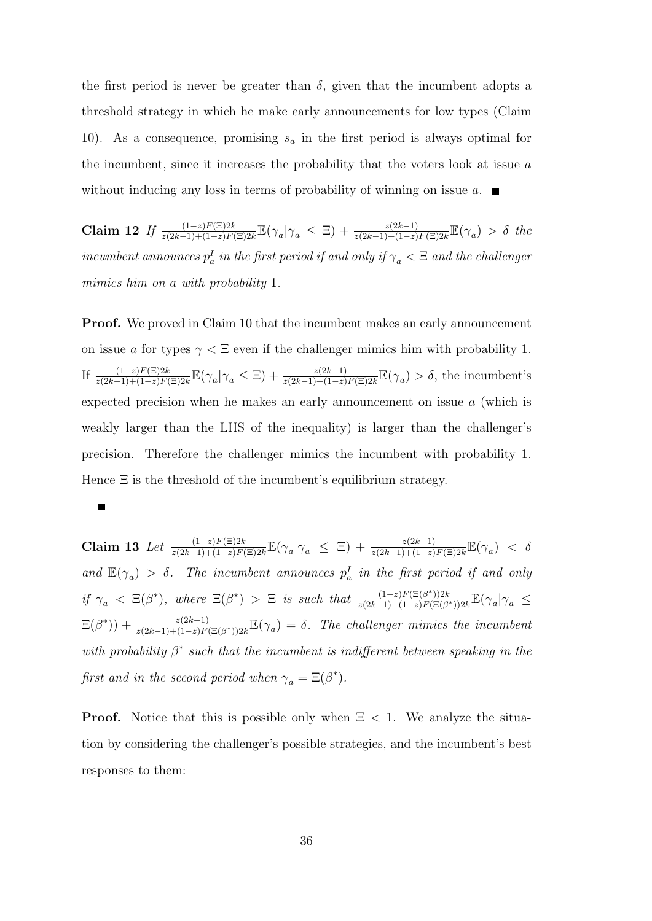the first period is never be greater than $\delta$, given that the incumbent adopts a threshold strategy in which he make early announcements for low types (Claim 10). As a consequence, promising $s_a$ in the first period is always optimal for the incumbent, since it increases the probability that the voters look at issue $a$ without inducing any loss in terms of probability of winning on issue $a$. ∎

**Claim 12** *If* $\frac{(1-z)F(\Xi)2k}{z(2k-1)+(1-z)F(\Xi)2k}\mathbb{E}(\gamma_a|\gamma_a \leq \Xi) + \frac{z(2k-1)}{z(2k-1)+(1-z)F(\Xi)2k}\mathbb{E}(\gamma_a) > \delta$ *the incumbent announces* $p_a^I$ *in the first period if and only if* $\gamma_a < \Xi$ *and the challenger mimics him on* $a$ *with probability* 1*.*

**Proof.** We proved in Claim 10 that the incumbent makes an early announcement on issue $a$ for types $\gamma < \Xi$ even if the challenger mimics him with probability 1. If $\frac{(1-z)F(\Xi)2k}{z(2k-1)+(1-z)F(\Xi)2k}\mathbb{E}(\gamma_a|\gamma_a \leq \Xi) + \frac{z(2k-1)}{z(2k-1)+(1-z)F(\Xi)2k}\mathbb{E}(\gamma_a) > \delta$, the incumbent's expected precision when he makes an early announcement on issue $a$ (which is weakly larger than the LHS of the inequality) is larger than the challenger's precision. Therefore the challenger mimics the incumbent with probability 1. Hence $\Xi$ is the threshold of the incumbent's equilibrium strategy.

∎

**Claim 13** *Let* $\frac{(1-z)F(\Xi)2k}{z(2k-1)+(1-z)F(\Xi)2k}\mathbb{E}(\gamma_a|\gamma_a \leq \Xi) + \frac{z(2k-1)}{z(2k-1)+(1-z)F(\Xi)2k}\mathbb{E}(\gamma_a) < \delta$ *and* $\mathbb{E}(\gamma_a) > \delta$*. The incumbent announces* $p_a^I$ *in the first period if and only if* $\gamma_a < \Xi(\beta^*)$*, where* $\Xi(\beta^*) > \Xi$ *is such that* $\frac{(1-z)F(\Xi(\beta^*))2k}{z(2k-1)+(1-z)F(\Xi(\beta^*))2k}\mathbb{E}(\gamma_a|\gamma_a \leq \Xi(\beta^*)) + \frac{z(2k-1)}{z(2k-1)+(1-z)F(\Xi(\beta^*))2k}\mathbb{E}(\gamma_a) = \delta$*. The challenger mimics the incumbent with probability* $\beta^*$ *such that the incumbent is indifferent between speaking in the first and in the second period when* $\gamma_a = \Xi(\beta^*)$*.*

**Proof.** Notice that this is possible only when $\Xi < 1$. We analyze the situation by considering the challenger's possible strategies, and the incumbent's best responses to them: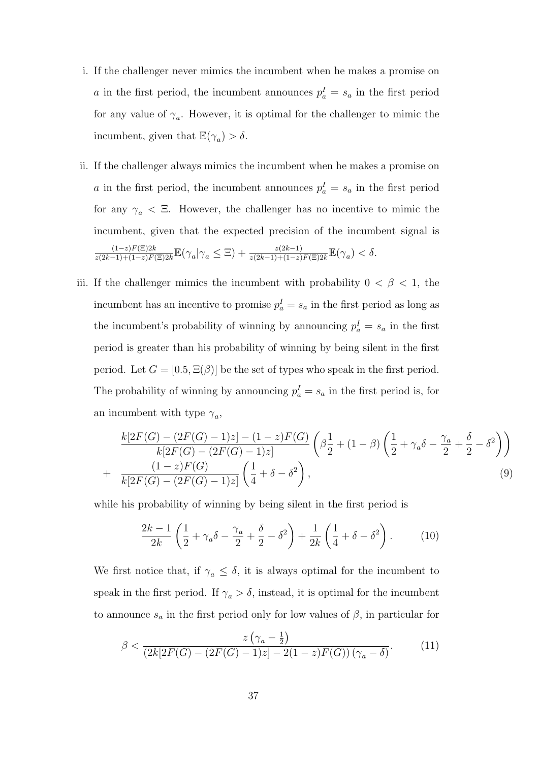i. If the challenger never mimics the incumbent when he makes a promise on $a$ in the first period, the incumbent announces $p_a^I = s_a$ in the first period for any value of $\gamma_a$. However, it is optimal for the challenger to mimic the incumbent, given that $\mathbb{E}(\gamma_a) > \delta$.

ii. If the challenger always mimics the incumbent when he makes a promise on $a$ in the first period, the incumbent announces $p_a^I = s_a$ in the first period for any $\gamma_a < \Xi$. However, the challenger has no incentive to mimic the incumbent, given that the expected precision of the incumbent signal is $\frac{(1-z)F(\Xi)2k}{z(2k-1)+(1-z)F(\Xi)2k}\mathbb{E}(\gamma_a|\gamma_a \leq \Xi) + \frac{z(2k-1)}{z(2k-1)+(1-z)F(\Xi)2k}\mathbb{E}(\gamma_a) < \delta$.

iii. If the challenger mimics the incumbent with probability $0 < \beta < 1$, the incumbent has an incentive to promise $p_a^I = s_a$ in the first period as long as the incumbent's probability of winning by announcing $p_a^I = s_a$ in the first period is greater than his probability of winning by being silent in the first period. Let $G = [0.5, \Xi(\beta)]$ be the set of types who speak in the first period. The probability of winning by announcing $p_a^I = s_a$ in the first period is, for an incumbent with type $\gamma_a$,

$$\begin{aligned} & \frac{k[2F(G) - (2F(G)-1)z] - (1-z)F(G)}{k[2F(G) - (2F(G)-1)z]} \left( \beta \frac{1}{2} + (1-\beta) \left( \frac{1}{2} + \gamma_a \delta - \frac{\gamma_a}{2} + \frac{\delta}{2} - \delta^2 \right) \right) \\ + & \frac{(1-z)F(G)}{k[2F(G) - (2F(G)-1)z]} \left( \frac{1}{4} + \delta - \delta^2 \right), \end{aligned} \tag{9}$$

while his probability of winning by being silent in the first period is

$$\frac{2k-1}{2k} \left( \frac{1}{2} + \gamma_a \delta - \frac{\gamma_a}{2} + \frac{\delta}{2} - \delta^2 \right) + \frac{1}{2k} \left( \frac{1}{4} + \delta - \delta^2 \right). \tag{10}$$

We first notice that, if $\gamma_a \leq \delta$, it is always optimal for the incumbent to speak in the first period. If $\gamma_a > \delta$, instead, it is optimal for the incumbent to announce $s_a$ in the first period only for low values of $\beta$, in particular for

$$\beta < \frac{z\left(\gamma_a - \frac{1}{2}\right)}{\left(2k[2F(G) - (2F(G)-1)z] - 2(1-z)F(G)\right)(\gamma_a - \delta)}. \tag{11}$$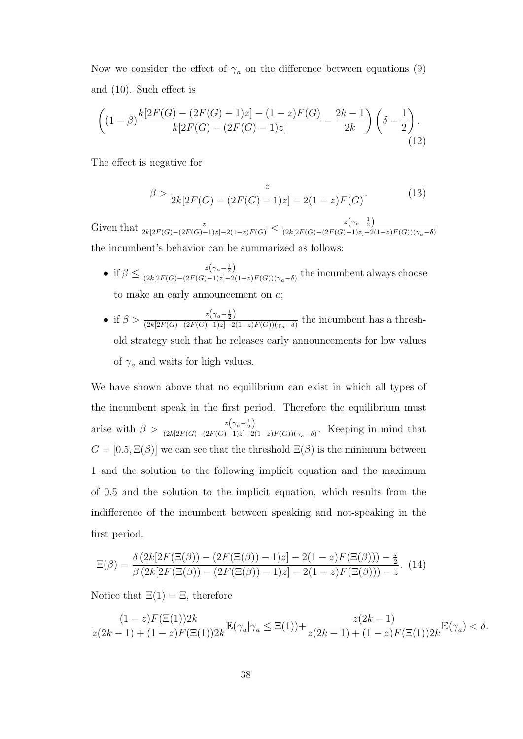Now we consider the effect of $\gamma_a$ on the difference between equations (9) and (10). Such effect is

$$\left((1-\beta)\frac{k[2F(G)-(2F(G)-1)z]-(1-z)F(G)}{k[2F(G)-(2F(G)-1)z]}-\frac{2k-1}{2k}\right)\left(\delta-\frac{1}{2}\right). \tag{12}$$

The effect is negative for

$$\beta > \frac{z}{2k[2F(G)-(2F(G)-1)z]-2(1-z)F(G)}. \tag{13}$$

Given that $\frac{z}{2k[2F(G)-(2F(G)-1)z]-2(1-z)F(G)} < \frac{z\left(\gamma_a-\frac{1}{2}\right)}{(2k[2F(G)-(2F(G)-1)z]-2(1-z)F(G))(\gamma_a-\delta)}$ the incumbent's behavior can be summarized as follows:

- if $\beta \leq \frac{z\left(\gamma_a-\frac{1}{2}\right)}{(2k[2F(G)-(2F(G)-1)z]-2(1-z)F(G))(\gamma_a-\delta)}$ the incumbent always choose to make an early announcement on $a$;
- if $\beta > \frac{z\left(\gamma_a-\frac{1}{2}\right)}{(2k[2F(G)-(2F(G)-1)z]-2(1-z)F(G))(\gamma_a-\delta)}$ the incumbent has a threshold strategy such that he releases early announcements for low values of $\gamma_a$ and waits for high values.

We have shown above that no equilibrium can exist in which all types of the incumbent speak in the first period. Therefore the equilibrium must arise with $\beta > \frac{z\left(\gamma_a-\frac{1}{2}\right)}{(2k[2F(G)-(2F(G)-1)z]-2(1-z)F(G))(\gamma_a-\delta)}$. Keeping in mind that $G = [0.5, \Xi(\beta)]$ we can see that the threshold $\Xi(\beta)$ is the minimum between 1 and the solution to the following implicit equation and the maximum of 0.5 and the solution to the implicit equation, which results from the indifference of the incumbent between speaking and not-speaking in the first period.

$$\Xi(\beta) = \frac{\delta\left(2k[2F(\Xi(\beta))-(2F(\Xi(\beta))-1)z]-2(1-z)F(\Xi(\beta))\right)-\frac{z}{2}}{\beta\left(2k[2F(\Xi(\beta))-(2F(\Xi(\beta))-1)z]-2(1-z)F(\Xi(\beta))\right)-z}. \tag{14}$$

Notice that $\Xi(1) = \Xi$, therefore

$$\frac{(1-z)F(\Xi(1))2k}{z(2k-1)+(1-z)F(\Xi(1))2k}\mathbb{E}(\gamma_a|\gamma_a \leq \Xi(1))+\frac{z(2k-1)}{z(2k-1)+(1-z)F(\Xi(1))2k}\mathbb{E}(\gamma_a) < \delta.$$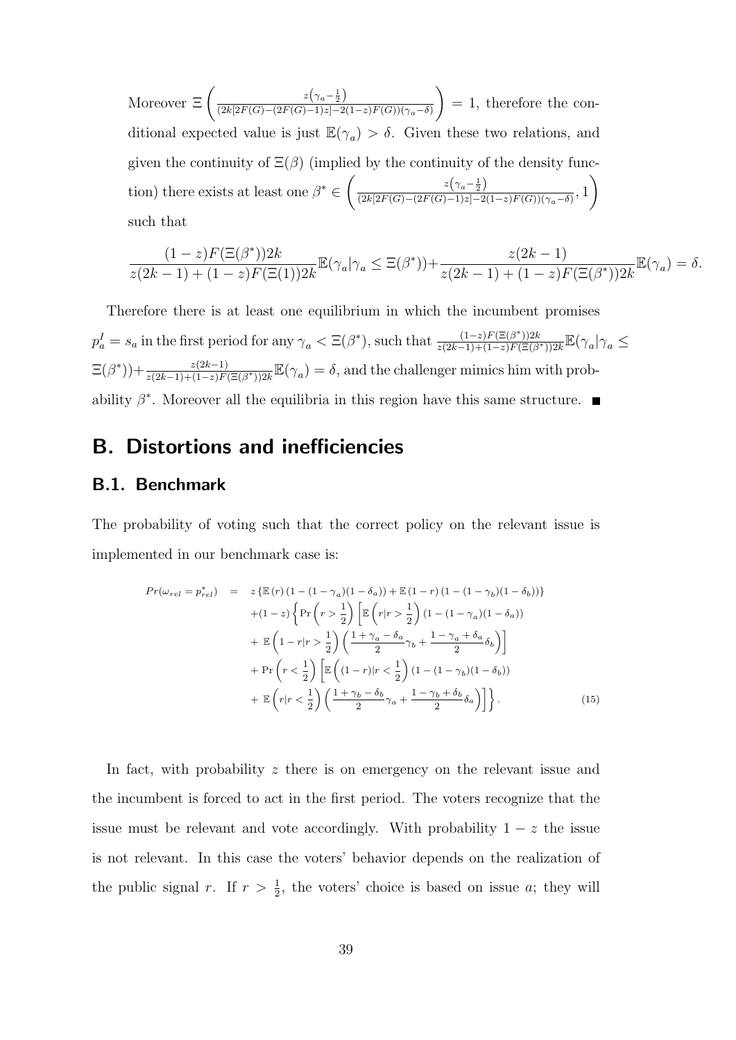Moreover $\Xi\left(\frac{z\left(\gamma_a-\frac{1}{2}\right)}{(2k[2F(G)-(2F(G)-1)z]-2(1-z)F(G))(\gamma_a-\delta)}\right) = 1$, therefore the conditional expected value is just $\mathbb{E}(\gamma_a) > \delta$. Given these two relations, and given the continuity of $\Xi(\beta)$ (implied by the continuity of the density function) there exists at least one $\beta^* \in \left(\frac{z\left(\gamma_a-\frac{1}{2}\right)}{(2k[2F(G)-(2F(G)-1)z]-2(1-z)F(G))(\gamma_a-\delta)}, 1\right)$ such that

$$\frac{(1-z)F(\Xi(\beta^*))2k}{z(2k-1)+(1-z)F(\Xi(1))2k}\mathbb{E}(\gamma_a|\gamma_a \leq \Xi(\beta^*))+\frac{z(2k-1)}{z(2k-1)+(1-z)F(\Xi(\beta^*))2k}\mathbb{E}(\gamma_a) = \delta.$$

Therefore there is at least one equilibrium in which the incumbent promises $p_a^I = s_a$ in the first period for any $\gamma_a < \Xi(\beta^*)$, such that $\frac{(1-z)F(\Xi(\beta^*))2k}{z(2k-1)+(1-z)F(\Xi(\beta^*))2k}\mathbb{E}(\gamma_a|\gamma_a \leq \Xi(\beta^*))+\frac{z(2k-1)}{z(2k-1)+(1-z)F(\Xi(\beta^*))2k}\mathbb{E}(\gamma_a) = \delta$, and the challenger mimics him with probability $\beta^*$. Moreover all the equilibria in this region have this same structure. ∎

# B. Distortions and inefficiencies

## B.1. Benchmark

The probability of voting such that the correct policy on the relevant issue is implemented in our benchmark case is:

$$\begin{aligned}
Pr(\omega_{rel} = p_{rel}^*) \quad = \quad & z\left\{\mathbb{E}\left(r\right)\left(1-(1-\gamma_a)(1-\delta_a)\right)+\mathbb{E}\left(1-r\right)\left(1-(1-\gamma_b)(1-\delta_b)\right)\right\} \\
& +(1-z)\left\{\Pr\left(r>\frac{1}{2}\right)\left[\mathbb{E}\left(r|r>\frac{1}{2}\right)\left(1-(1-\gamma_a)(1-\delta_a)\right)\right.\right. \\
& \left. + \ \mathbb{E}\left(1-r|r>\frac{1}{2}\right)\left(\frac{1+\gamma_a-\delta_a}{2}\gamma_b+\frac{1-\gamma_a+\delta_a}{2}\delta_b\right)\right] \\
& + \Pr\left(r<\frac{1}{2}\right)\left[\mathbb{E}\left((1-r)|r<\frac{1}{2}\right)\left(1-(1-\gamma_b)(1-\delta_b)\right)\right. \\
& \left.\left. + \ \mathbb{E}\left(r|r<\frac{1}{2}\right)\left(\frac{1+\gamma_b-\delta_b}{2}\gamma_a+\frac{1-\gamma_b+\delta_b}{2}\delta_a\right)\right]\right\}. \qquad (15)
\end{aligned}$$

In fact, with probability $z$ there is on emergency on the relevant issue and the incumbent is forced to act in the first period. The voters recognize that the issue must be relevant and vote accordingly. With probability $1-z$ the issue is not relevant. In this case the voters' behavior depends on the realization of the public signal $r$. If $r > \frac{1}{2}$, the voters' choice is based on issue $a$; they will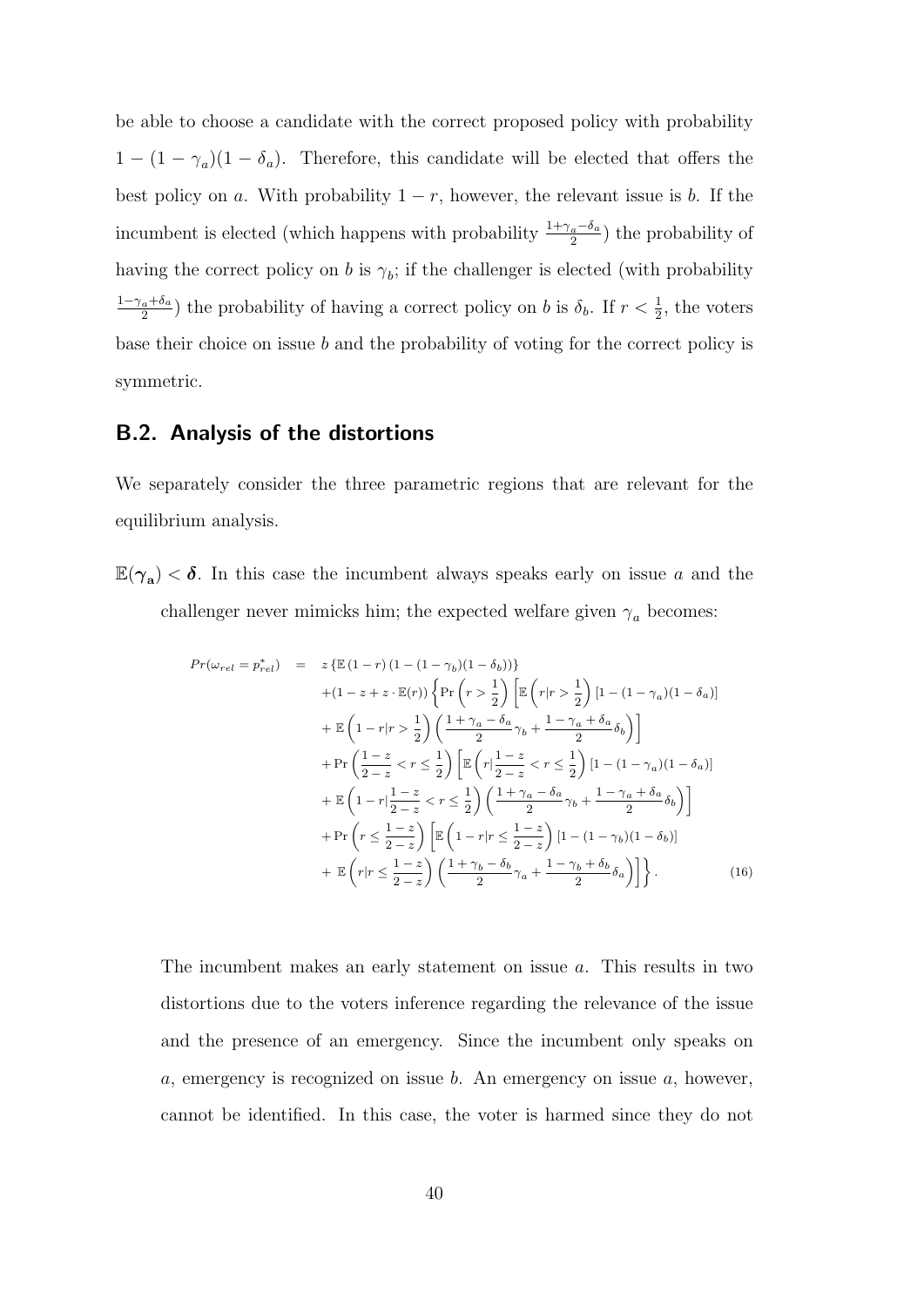be able to choose a candidate with the correct proposed policy with probability $1-(1-\gamma_a)(1-\delta_a)$. Therefore, this candidate will be elected that offers the best policy on $a$. With probability $1-r$, however, the relevant issue is $b$. If the incumbent is elected (which happens with probability $\frac{1+\gamma_a-\delta_a}{2}$) the probability of having the correct policy on $b$ is $\gamma_b$; if the challenger is elected (with probability $\frac{1-\gamma_a+\delta_a}{2}$) the probability of having a correct policy on $b$ is $\delta_b$. If $r<\frac{1}{2}$, the voters base their choice on issue $b$ and the probability of voting for the correct policy is symmetric.

## B.2. Analysis of the distortions

We separately consider the three parametric regions that are relevant for the equilibrium analysis.

$\mathbb{E}(\boldsymbol{\gamma}_{\mathbf{a}})<\boldsymbol{\delta}$. In this case the incumbent always speaks early on issue $a$ and the challenger never mimicks him; the expected welfare given $\gamma_a$ becomes:

$$
\begin{aligned}
Pr(\omega_{rel}=p^*_{rel}) \quad = \quad & z\left\{\mathbb{E}\left(1-r\right)\left(1-(1-\gamma_b)(1-\delta_b)\right)\right\} \\
& +(1-z+z\cdot\mathbb{E}(r))\left\{\Pr\left(r>\frac{1}{2}\right)\left[\mathbb{E}\left(r|r>\frac{1}{2}\right)[1-(1-\gamma_a)(1-\delta_a)]\right.\right. \\
& \left.+\ \mathbb{E}\left(1-r|r>\frac{1}{2}\right)\left(\frac{1+\gamma_a-\delta_a}{2}\gamma_b+\frac{1-\gamma_a+\delta_a}{2}\delta_b\right)\right] \\
& +\Pr\left(\frac{1-z}{2-z}<r\leq\frac{1}{2}\right)\left[\mathbb{E}\left(r|\frac{1-z}{2-z}<r\leq\frac{1}{2}\right)[1-(1-\gamma_a)(1-\delta_a)]\right. \\
& \left.+\ \mathbb{E}\left(1-r|\frac{1-z}{2-z}<r\leq\frac{1}{2}\right)\left(\frac{1+\gamma_a-\delta_a}{2}\gamma_b+\frac{1-\gamma_a+\delta_a}{2}\delta_b\right)\right] \\
& +\Pr\left(r\leq\frac{1-z}{2-z}\right)\left[\mathbb{E}\left(1-r|r\leq\frac{1-z}{2-z}\right)[1-(1-\gamma_b)(1-\delta_b)]\right. \\
& \left.\left.+\ \mathbb{E}\left(r|r\leq\frac{1-z}{2-z}\right)\left(\frac{1+\gamma_b-\delta_b}{2}\gamma_a+\frac{1-\gamma_b+\delta_b}{2}\delta_a\right)\right]\right\}. \qquad (16)
\end{aligned}
$$

The incumbent makes an early statement on issue $a$. This results in two distortions due to the voters inference regarding the relevance of the issue and the presence of an emergency. Since the incumbent only speaks on $a$, emergency is recognized on issue $b$. An emergency on issue $a$, however, cannot be identified. In this case, the voter is harmed since they do not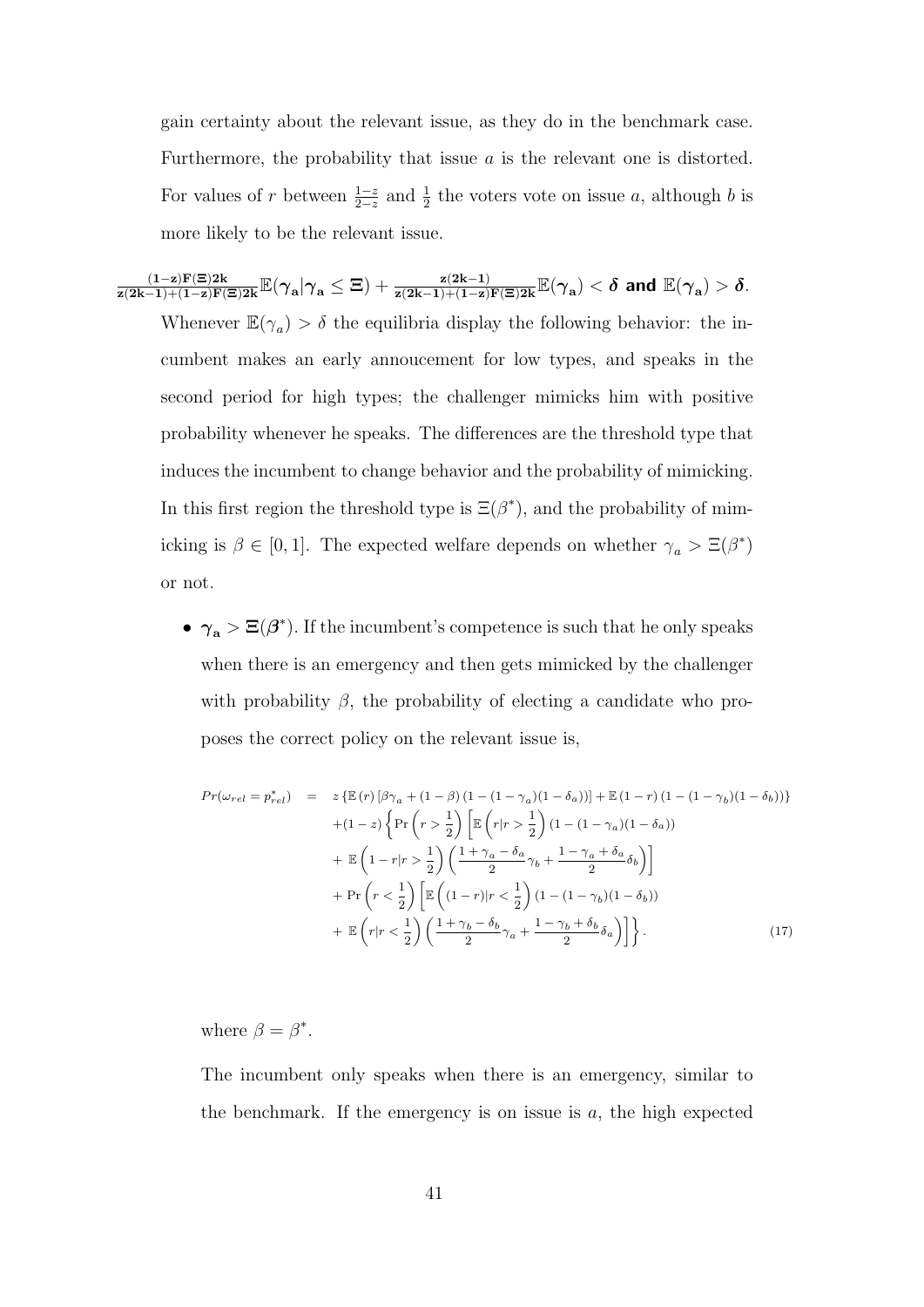gain certainty about the relevant issue, as they do in the benchmark case. Furthermore, the probability that issue $a$ is the relevant one is distorted. For values of $r$ between $\frac{1-z}{2-z}$ and $\frac{1}{2}$ the voters vote on issue $a$, although $b$ is more likely to be the relevant issue.

$\frac{(1-z)F(\Xi)2k}{z(2k-1)+(1-z)F(\Xi)2k}\mathbb{E}(\gamma_a|\gamma_a \leq \Xi) + \frac{z(2k-1)}{z(2k-1)+(1-z)F(\Xi)2k}\mathbb{E}(\gamma_a) < \delta$ **and** $\mathbb{E}(\gamma_a) > \delta$.

Whenever $\mathbb{E}(\gamma_a) > \delta$ the equilibria display the following behavior: the incumbent makes an early annoucement for low types, and speaks in the second period for high types; the challenger mimicks him with positive probability whenever he speaks. The differences are the threshold type that induces the incumbent to change behavior and the probability of mimicking. In this first region the threshold type is $\Xi(\beta^*)$, and the probability of mimicking is $\beta \in [0,1]$. The expected welfare depends on whether $\gamma_a > \Xi(\beta^*)$ or not.

- $\gamma_a > \Xi(\beta^*)$. If the incumbent's competence is such that he only speaks when there is an emergency and then gets mimicked by the challenger with probability $\beta$, the probability of electing a candidate who proposes the correct policy on the relevant issue is,

$$
\begin{aligned}
Pr(\omega_{rel} = p^*_{rel}) \quad = \quad & z\left\{\mathbb{E}(r)\left[\beta\gamma_a + (1-\beta)(1-(1-\gamma_a)(1-\delta_a))\right] + \mathbb{E}(1-r)(1-(1-\gamma_b)(1-\delta_b))\right\} \\
& +(1-z)\left\{\Pr\left(r > \frac{1}{2}\right)\left[\mathbb{E}\left(r|r > \frac{1}{2}\right)(1-(1-\gamma_a)(1-\delta_a))\right.\right. \\
& + \left.\mathbb{E}\left(1-r|r > \frac{1}{2}\right)\left(\frac{1+\gamma_a-\delta_a}{2}\gamma_b + \frac{1-\gamma_a+\delta_a}{2}\delta_b\right)\right] \\
& + \Pr\left(r < \frac{1}{2}\right)\left[\mathbb{E}\left((1-r)|r < \frac{1}{2}\right)(1-(1-\gamma_b)(1-\delta_b))\right. \\
& + \left.\left.\mathbb{E}\left(r|r < \frac{1}{2}\right)\left(\frac{1+\gamma_b-\delta_b}{2}\gamma_a + \frac{1-\gamma_b+\delta_b}{2}\delta_a\right)\right]\right\}. \qquad (17)
\end{aligned}
$$

where $\beta = \beta^*$.

The incumbent only speaks when there is an emergency, similar to the benchmark. If the emergency is on issue is $a$, the high expected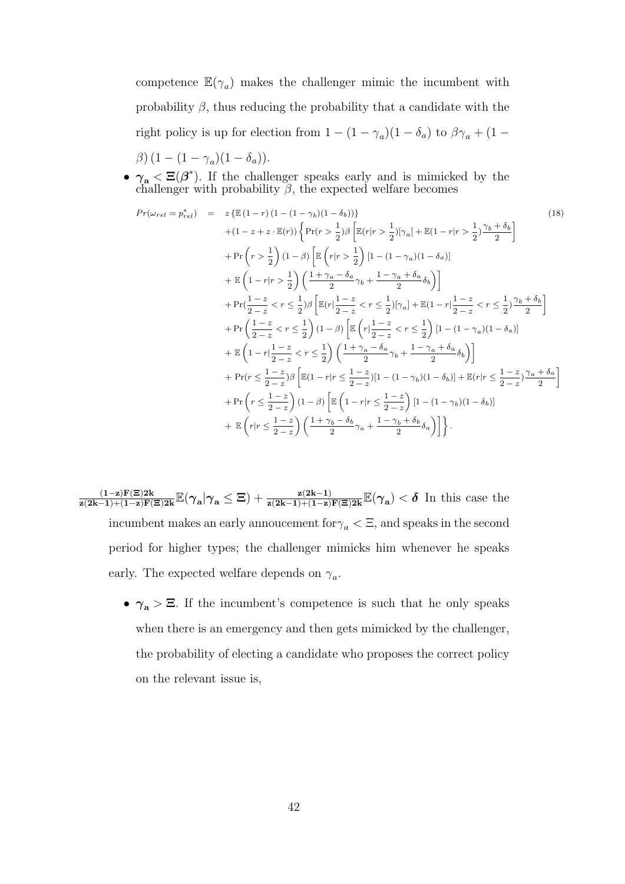competence $\mathbb{E}(\gamma_a)$ makes the challenger mimic the incumbent with probability $\beta$, thus reducing the probability that a candidate with the right policy is up for election from $1-(1-\gamma_a)(1-\delta_a)$ to $\beta\gamma_a + (1-\beta)(1-(1-\gamma_a)(1-\delta_a))$.

- $\boldsymbol{\gamma_a < \Xi(\beta^*)}$. If the challenger speaks early and is mimicked by the challenger with probability $\beta$, the expected welfare becomes

$$
\begin{aligned}
Pr(\omega_{rel} = p^*_{rel}) \quad = \quad & z\left\{\mathbb{E}\left(1-r\right)\left(1-(1-\gamma_b)(1-\delta_b)\right)\right\} \\
& +(1-z+z\cdot\mathbb{E}(r))\left\{\Pr(r>\frac{1}{2})\beta\left[\mathbb{E}(r|r>\frac{1}{2})[\gamma_a]+\mathbb{E}(1-r|r>\frac{1}{2})\frac{\gamma_b+\delta_b}{2}\right]\right. \\
& +\Pr\left(r>\frac{1}{2}\right)(1-\beta)\left[\mathbb{E}\left(r|r>\frac{1}{2}\right)[1-(1-\gamma_a)(1-\delta_a)]\right. \\
& \left.+\,\mathbb{E}\left(1-r|r>\frac{1}{2}\right)\left(\frac{1+\gamma_a-\delta_a}{2}\gamma_b+\frac{1-\gamma_a+\delta_a}{2}\delta_b\right)\right] \\
& +\Pr(\frac{1-z}{2-z}<r\le\frac{1}{2})\beta\left[\mathbb{E}(r|\frac{1-z}{2-z}<r\le\frac{1}{2})[\gamma_a]+\mathbb{E}(1-r|\frac{1-z}{2-z}<r\le\frac{1}{2})\frac{\gamma_b+\delta_b}{2}\right] \\
& +\Pr\left(\frac{1-z}{2-z}<r\le\frac{1}{2}\right)(1-\beta)\left[\mathbb{E}\left(r|\frac{1-z}{2-z}<r\le\frac{1}{2}\right)[1-(1-\gamma_a)(1-\delta_a)]\right. \\
& \left.+\,\mathbb{E}\left(1-r|\frac{1-z}{2-z}<r\le\frac{1}{2}\right)\left(\frac{1+\gamma_a-\delta_a}{2}\gamma_b+\frac{1-\gamma_a+\delta_a}{2}\delta_b\right)\right] \\
& +\Pr(r\le\frac{1-z}{2-z})\beta\left[\mathbb{E}(1-r|r\le\frac{1-z}{2-z})[1-(1-\gamma_b)(1-\delta_b)]+\mathbb{E}(r|r\le\frac{1-z}{2-z})\frac{\gamma_a+\delta_a}{2}\right] \\
& +\Pr\left(r\le\frac{1-z}{2-z}\right)(1-\beta)\left[\mathbb{E}\left(1-r|r\le\frac{1-z}{2-z}\right)[1-(1-\gamma_b)(1-\delta_b)]\right. \\
& \left.\left.+\,\mathbb{E}\left(r|r\le\frac{1-z}{2-z}\right)\left(\frac{1+\gamma_b-\delta_b}{2}\gamma_a+\frac{1-\gamma_b+\delta_b}{2}\delta_a\right)\right]\right\}.
\end{aligned}
\tag{18}
$$

$\boldsymbol{\frac{(1-z)F(\Xi)2k}{z(2k-1)+(1-z)F(\Xi)2k}\mathbb{E}(\gamma_a|\gamma_a\le\Xi)+\frac{z(2k-1)}{z(2k-1)+(1-z)F(\Xi)2k}\mathbb{E}(\gamma_a)<\delta}$ In this case the incumbent makes an early annoucement for$\gamma_a < \Xi$, and speaks in the second period for higher types; the challenger mimicks him whenever he speaks early. The expected welfare depends on $\gamma_a$.

- $\boldsymbol{\gamma_a > \Xi}$. If the incumbent's competence is such that he only speaks when there is an emergency and then gets mimicked by the challenger, the probability of electing a candidate who proposes the correct policy on the relevant issue is,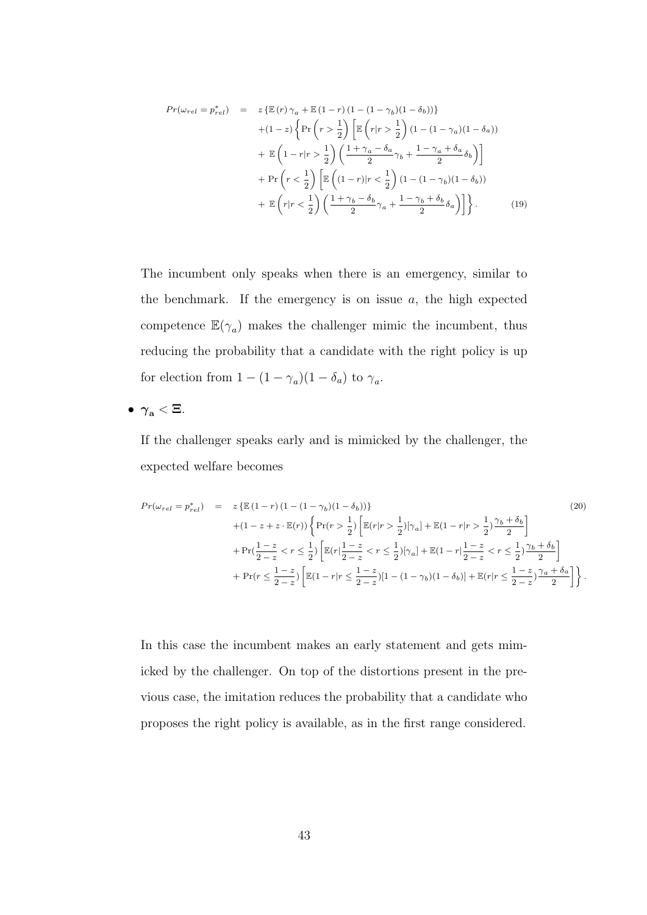$$
\begin{aligned}
Pr(\omega_{rel} = p^*_{rel}) \quad = \quad & z\left\{\mathbb{E}\left(r\right)\gamma_a + \mathbb{E}\left(1-r\right)\left(1-(1-\gamma_b)(1-\delta_b)\right)\right\} \\
& +(1-z)\left\{\Pr\left(r > \frac{1}{2}\right)\left[\mathbb{E}\left(r|r > \frac{1}{2}\right)(1-(1-\gamma_a)(1-\delta_a)) \right.\right. \\
& \left. + \; \mathbb{E}\left(1-r|r > \frac{1}{2}\right)\left(\frac{1+\gamma_a-\delta_a}{2}\gamma_b + \frac{1-\gamma_a+\delta_a}{2}\delta_b\right)\right] \\
& + \Pr\left(r < \frac{1}{2}\right)\left[\mathbb{E}\left((1-r)|r < \frac{1}{2}\right)(1-(1-\gamma_b)(1-\delta_b)) \right. \\
& \left.\left. + \; \mathbb{E}\left(r|r < \frac{1}{2}\right)\left(\frac{1+\gamma_b-\delta_b}{2}\gamma_a + \frac{1-\gamma_b+\delta_b}{2}\delta_a\right)\right]\right\}. \qquad (19)
\end{aligned}
$$

The incumbent only speaks when there is an emergency, similar to the benchmark. If the emergency is on issue $a$, the high expected competence $\mathbb{E}(\gamma_a)$ makes the challenger mimic the incumbent, thus reducing the probability that a candidate with the right policy is up for election from $1-(1-\gamma_a)(1-\delta_a)$ to $\gamma_a$.

- $\boldsymbol{\gamma_a < \Xi}$.

If the challenger speaks early and is mimicked by the challenger, the expected welfare becomes

$$
\begin{aligned}
Pr(\omega_{rel} = p^*_{rel}) \quad = \quad & z\left\{\mathbb{E}\left(1-r\right)\left(1-(1-\gamma_b)(1-\delta_b)\right)\right\} \qquad (20) \\
& +(1-z+z\cdot\mathbb{E}(r))\left\{\Pr(r > \frac{1}{2})\left[\mathbb{E}(r|r > \frac{1}{2})[\gamma_a] + \mathbb{E}(1-r|r > \frac{1}{2})\frac{\gamma_b+\delta_b}{2}\right]\right. \\
& + \Pr(\frac{1-z}{2-z} < r \leq \frac{1}{2})\left[\mathbb{E}(r|\frac{1-z}{2-z} < r \leq \frac{1}{2})[\gamma_a] + \mathbb{E}(1-r|\frac{1-z}{2-z} < r \leq \frac{1}{2})\frac{\gamma_b+\delta_b}{2}\right] \\
& \left. + \Pr(r \leq \frac{1-z}{2-z})\left[\mathbb{E}(1-r|r \leq \frac{1-z}{2-z})[1-(1-\gamma_b)(1-\delta_b)] + \mathbb{E}(r|r \leq \frac{1-z}{2-z})\frac{\gamma_a+\delta_a}{2}\right]\right\}.
\end{aligned}
$$

In this case the incumbent makes an early statement and gets mimicked by the challenger. On top of the distortions present in the previous case, the imitation reduces the probability that a candidate who proposes the right policy is available, as in the first range considered.